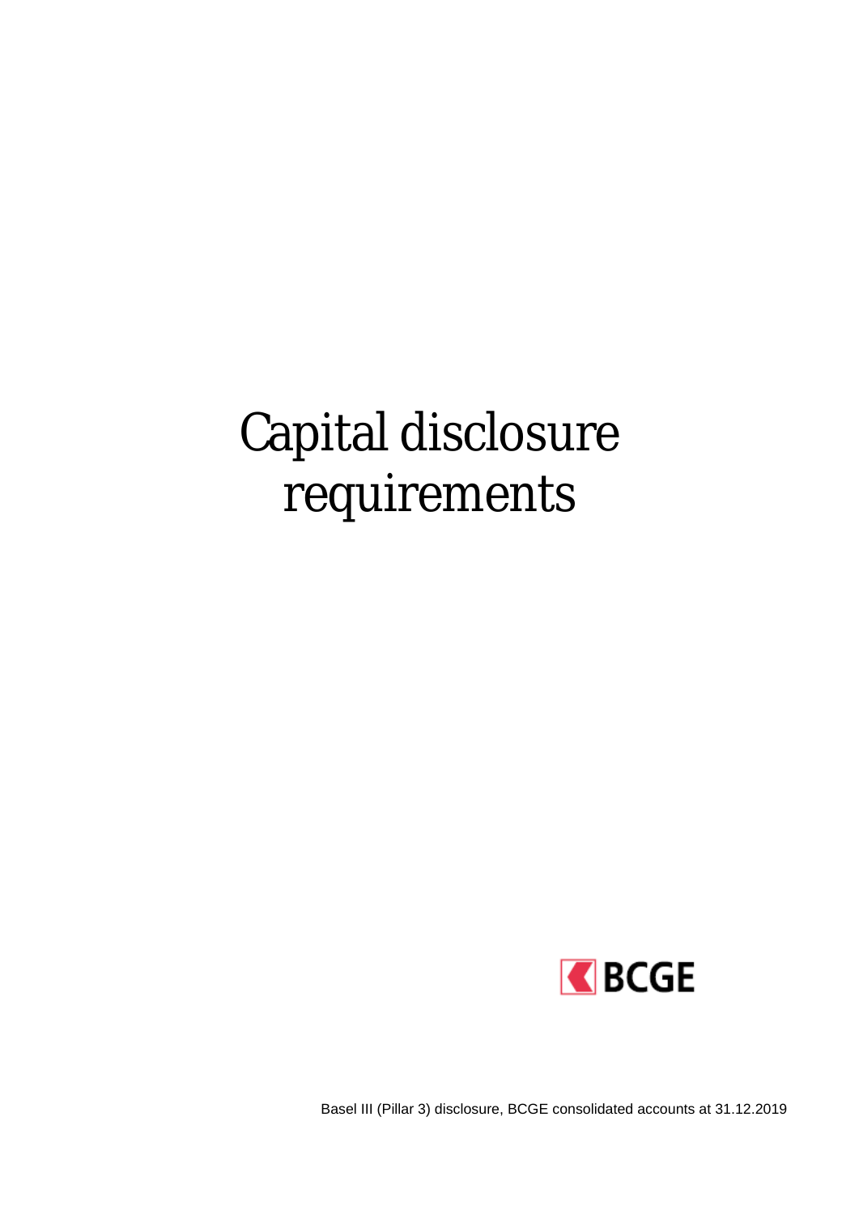# Capital disclosure requirements

BCGE

Basel III (Pillar 3) disclosure, BCGE consolidated accounts at 31.12.2019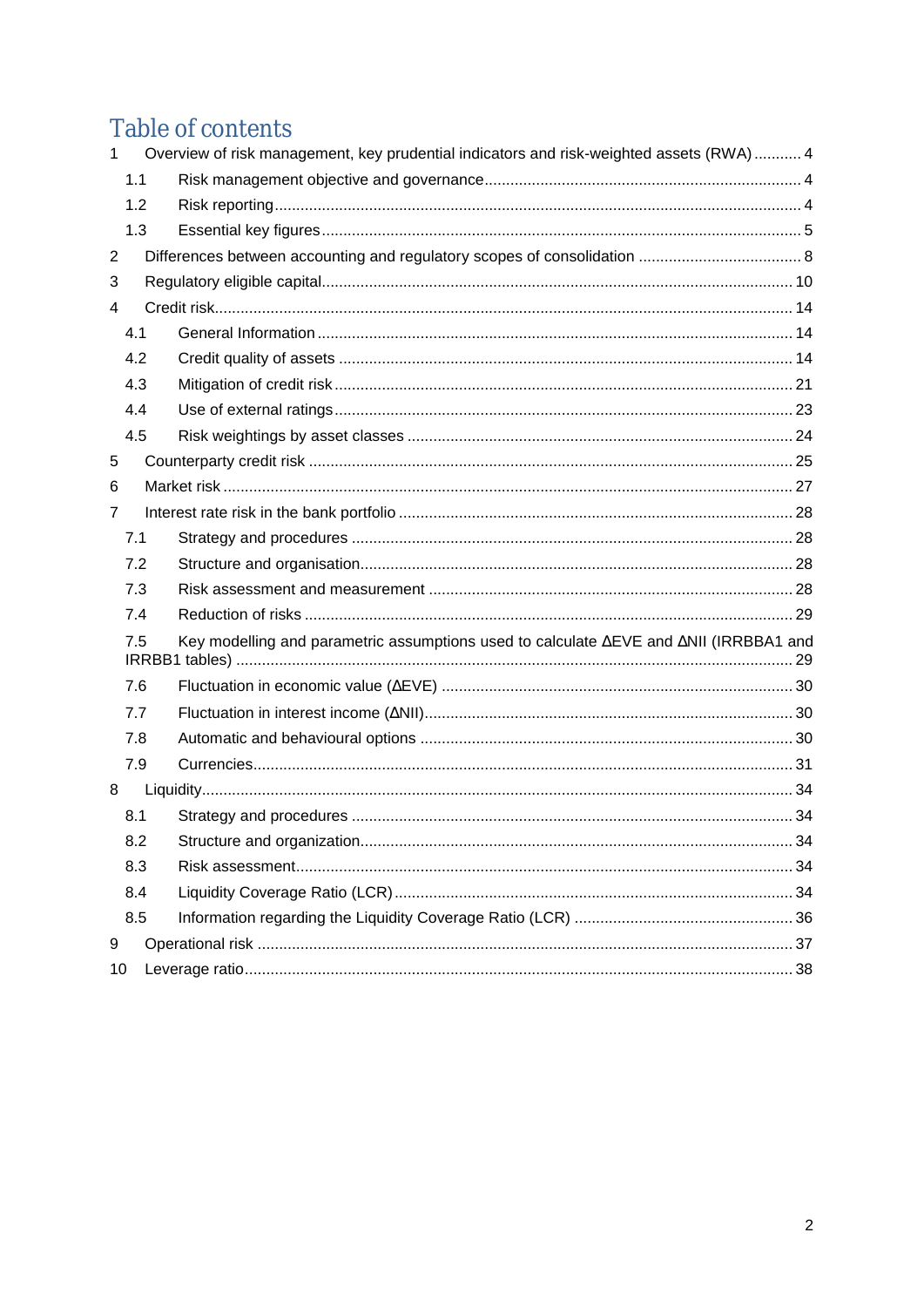# Table of contents

1 Overview of risk management, key prudential indicators and risk-weighted assets (RWA) ........... 4

- 1.1 Risk management objective and governance ........................................................................ 4
- 1.2 Risk reporting ........................................................................................................................ 4
- 1.3 Essential key figures ............................................................................................................. 5

2 Differences between accounting and regulatory scopes of consolidation ...................................... 8

3 Regulatory eligible capital ............................................................................................................ 10

4 Credit risk ..................................................................................................................................... 14

- 4.1 General Information ............................................................................................................. 14
- 4.2 Credit quality of assets ......................................................................................................... 14
- 4.3 Mitigation of credit risk ......................................................................................................... 21
- 4.4 Use of external ratings .......................................................................................................... 23
- 4.5 Risk weightings by asset classes ......................................................................................... 24

5 Counterparty credit risk ............................................................................................................... 25

6 Market risk ................................................................................................................................... 27

7 Interest rate risk in the bank portfolio .......................................................................................... 28

- 7.1 Strategy and procedures ...................................................................................................... 28
- 7.2 Structure and organisation .................................................................................................... 28
- 7.3 Risk assessment and measurement .................................................................................... 28
- 7.4 Reduction of risks ................................................................................................................. 29
- 7.5 Key modelling and parametric assumptions used to calculate ΔEVE and ΔNII (IRRBBA1 and IRRBB1 tables) ................................................................................................................................ 29
- 7.6 Fluctuation in economic value (ΔEVE) ................................................................................. 30
- 7.7 Fluctuation in interest income (ΔNII) .................................................................................... 30
- 7.8 Automatic and behavioural options ...................................................................................... 30
- 7.9 Currencies ............................................................................................................................. 31

8 Liquidity ........................................................................................................................................ 34

- 8.1 Strategy and procedures ...................................................................................................... 34
- 8.2 Structure and organization ................................................................................................... 34
- 8.3 Risk assessment ................................................................................................................... 34
- 8.4 Liquidity Coverage Ratio (LCR) ............................................................................................ 34
- 8.5 Information regarding the Liquidity Coverage Ratio (LCR) .................................................. 36

9 Operational risk ............................................................................................................................ 37

10 Leverage ratio ............................................................................................................................. 38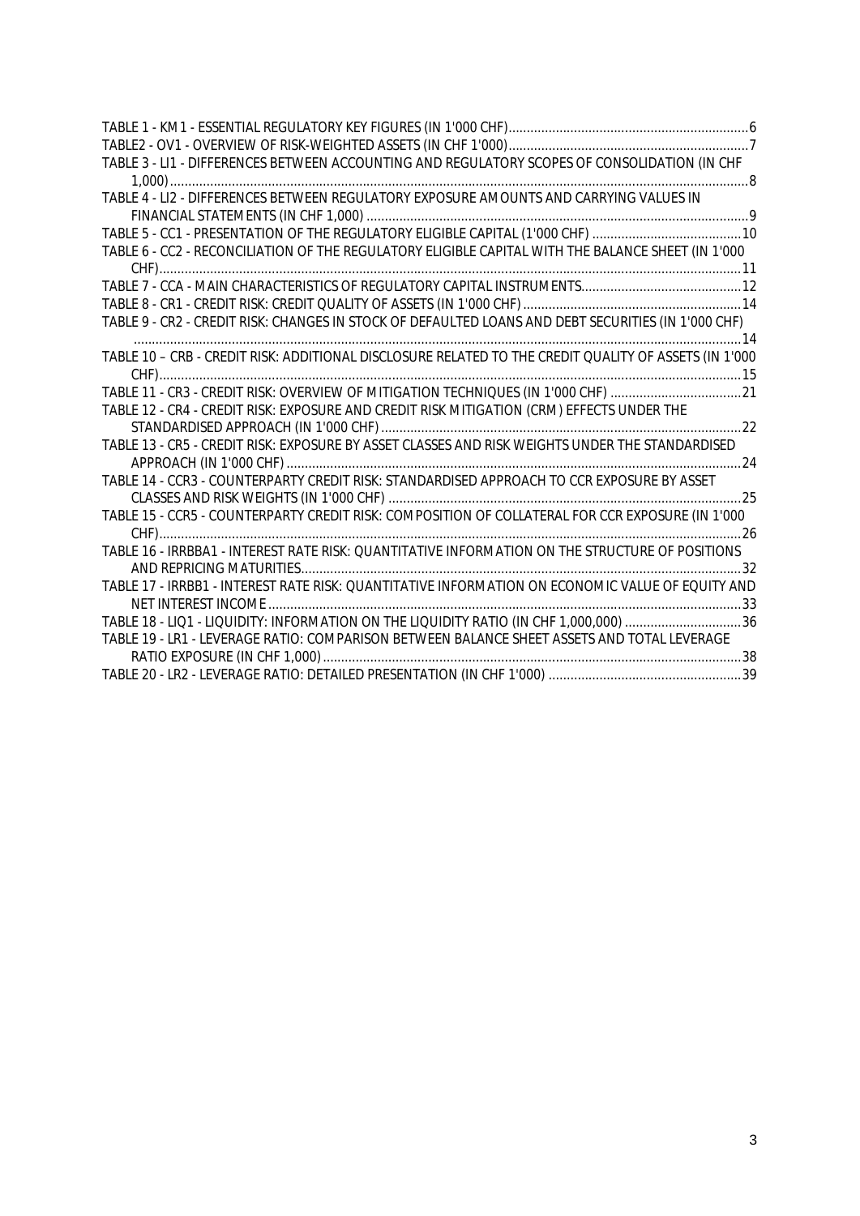TABLE 1 - KM1 - ESSENTIAL REGULATORY KEY FIGURES (IN 1'000 CHF)........................................................................6
TABLE2 - OV1 - OVERVIEW OF RISK-WEIGHTED ASSETS (IN CHF 1'000).......................................................................7
TABLE 3 - LI1 - DIFFERENCES BETWEEN ACCOUNTING AND REGULATORY SCOPES OF CONSOLIDATION (IN CHF 1,000)..........................................................................................................................................................8
TABLE 4 - LI2 - DIFFERENCES BETWEEN REGULATORY EXPOSURE AMOUNTS AND CARRYING VALUES IN FINANCIAL STATEMENTS (IN CHF 1,000) ................................................................................................................9
TABLE 5 - CC1 - PRESENTATION OF THE REGULATORY ELIGIBLE CAPITAL (1'000 CHF) .......................................10
TABLE 6 - CC2 - RECONCILIATION OF THE REGULATORY ELIGIBLE CAPITAL WITH THE BALANCE SHEET (IN 1'000 CHF)..........................................................................................................................................................11
TABLE 7 - CCA - MAIN CHARACTERISTICS OF REGULATORY CAPITAL INSTRUMENTS............................................12
TABLE 8 - CR1 - CREDIT RISK: CREDIT QUALITY OF ASSETS (IN 1'000 CHF)............................................................14
TABLE 9 - CR2 - CREDIT RISK: CHANGES IN STOCK OF DEFAULTED LOANS AND DEBT SECURITIES (IN 1'000 CHF) ..............................................................................................................................................................14
TABLE 10 – CRB - CREDIT RISK: ADDITIONAL DISCLOSURE RELATED TO THE CREDIT QUALITY OF ASSETS (IN 1'000 CHF)..........................................................................................................................................................15
TABLE 11 - CR3 - CREDIT RISK: OVERVIEW OF MITIGATION TECHNIQUES (IN 1'000 CHF) ....................................21
TABLE 12 - CR4 - CREDIT RISK: EXPOSURE AND CREDIT RISK MITIGATION (CRM) EFFECTS UNDER THE STANDARDISED APPROACH (IN 1'000 CHF) ...............................................................................................22
TABLE 13 - CR5 - CREDIT RISK: EXPOSURE BY ASSET CLASSES AND RISK WEIGHTS UNDER THE STANDARDISED APPROACH (IN 1'000 CHF) .........................................................................................................................24
TABLE 14 - CCR3 - COUNTERPARTY CREDIT RISK: STANDARDISED APPROACH TO CCR EXPOSURE BY ASSET CLASSES AND RISK WEIGHTS (IN 1'000 CHF) ...............................................................................................25
TABLE 15 - CCR5 - COUNTERPARTY CREDIT RISK: COMPOSITION OF COLLATERAL FOR CCR EXPOSURE (IN 1'000 CHF)..........................................................................................................................................................26
TABLE 16 - IRRBBA1 - INTEREST RATE RISK: QUANTITATIVE INFORMATION ON THE STRUCTURE OF POSITIONS AND REPRICING MATURITIES.......................................................................................................................32
TABLE 17 - IRRBB1 - INTEREST RATE RISK: QUANTITATIVE INFORMATION ON ECONOMIC VALUE OF EQUITY AND NET INTEREST INCOME ............................................................................................................................33
TABLE 18 - LIQ1 - LIQUIDITY: INFORMATION ON THE LIQUIDITY RATIO (IN CHF 1,000,000) ...............................36
TABLE 19 - LR1 - LEVERAGE RATIO: COMPARISON BETWEEN BALANCE SHEET ASSETS AND TOTAL LEVERAGE RATIO EXPOSURE (IN CHF 1,000)..................................................................................................................38
TABLE 20 - LR2 - LEVERAGE RATIO: DETAILED PRESENTATION (IN CHF 1'000) ....................................................39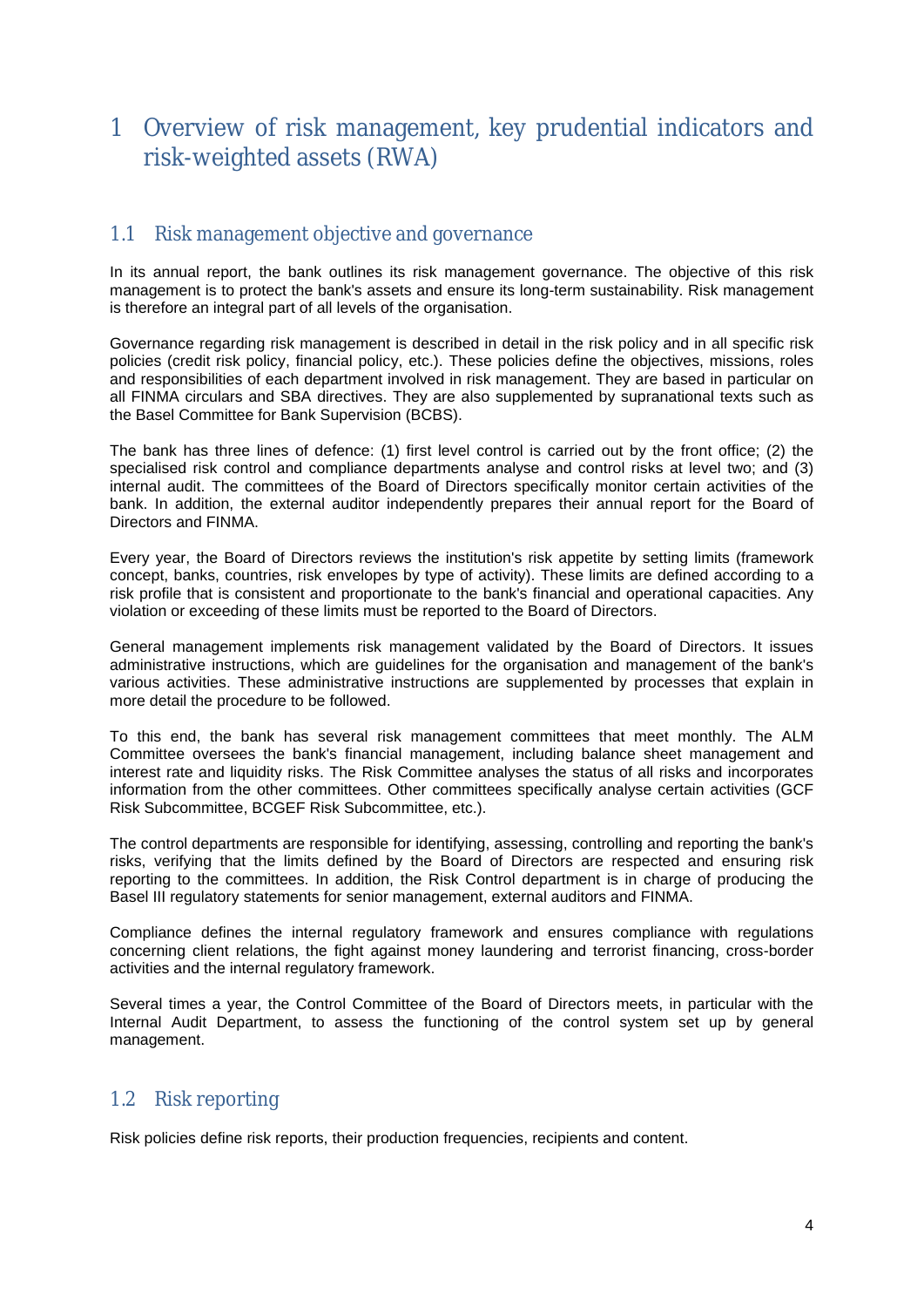# 1 Overview of risk management, key prudential indicators and risk-weighted assets (RWA)

## 1.1 Risk management objective and governance

In its annual report, the bank outlines its risk management governance. The objective of this risk management is to protect the bank's assets and ensure its long-term sustainability. Risk management is therefore an integral part of all levels of the organisation.

Governance regarding risk management is described in detail in the risk policy and in all specific risk policies (credit risk policy, financial policy, etc.). These policies define the objectives, missions, roles and responsibilities of each department involved in risk management. They are based in particular on all FINMA circulars and SBA directives. They are also supplemented by supranational texts such as the Basel Committee for Bank Supervision (BCBS).

The bank has three lines of defence: (1) first level control is carried out by the front office; (2) the specialised risk control and compliance departments analyse and control risks at level two; and (3) internal audit. The committees of the Board of Directors specifically monitor certain activities of the bank. In addition, the external auditor independently prepares their annual report for the Board of Directors and FINMA.

Every year, the Board of Directors reviews the institution's risk appetite by setting limits (framework concept, banks, countries, risk envelopes by type of activity). These limits are defined according to a risk profile that is consistent and proportionate to the bank's financial and operational capacities. Any violation or exceeding of these limits must be reported to the Board of Directors.

General management implements risk management validated by the Board of Directors. It issues administrative instructions, which are guidelines for the organisation and management of the bank's various activities. These administrative instructions are supplemented by processes that explain in more detail the procedure to be followed.

To this end, the bank has several risk management committees that meet monthly. The ALM Committee oversees the bank's financial management, including balance sheet management and interest rate and liquidity risks. The Risk Committee analyses the status of all risks and incorporates information from the other committees. Other committees specifically analyse certain activities (GCF Risk Subcommittee, BCGEF Risk Subcommittee, etc.).

The control departments are responsible for identifying, assessing, controlling and reporting the bank's risks, verifying that the limits defined by the Board of Directors are respected and ensuring risk reporting to the committees. In addition, the Risk Control department is in charge of producing the Basel III regulatory statements for senior management, external auditors and FINMA.

Compliance defines the internal regulatory framework and ensures compliance with regulations concerning client relations, the fight against money laundering and terrorist financing, cross-border activities and the internal regulatory framework.

Several times a year, the Control Committee of the Board of Directors meets, in particular with the Internal Audit Department, to assess the functioning of the control system set up by general management.

## 1.2 Risk reporting

Risk policies define risk reports, their production frequencies, recipients and content.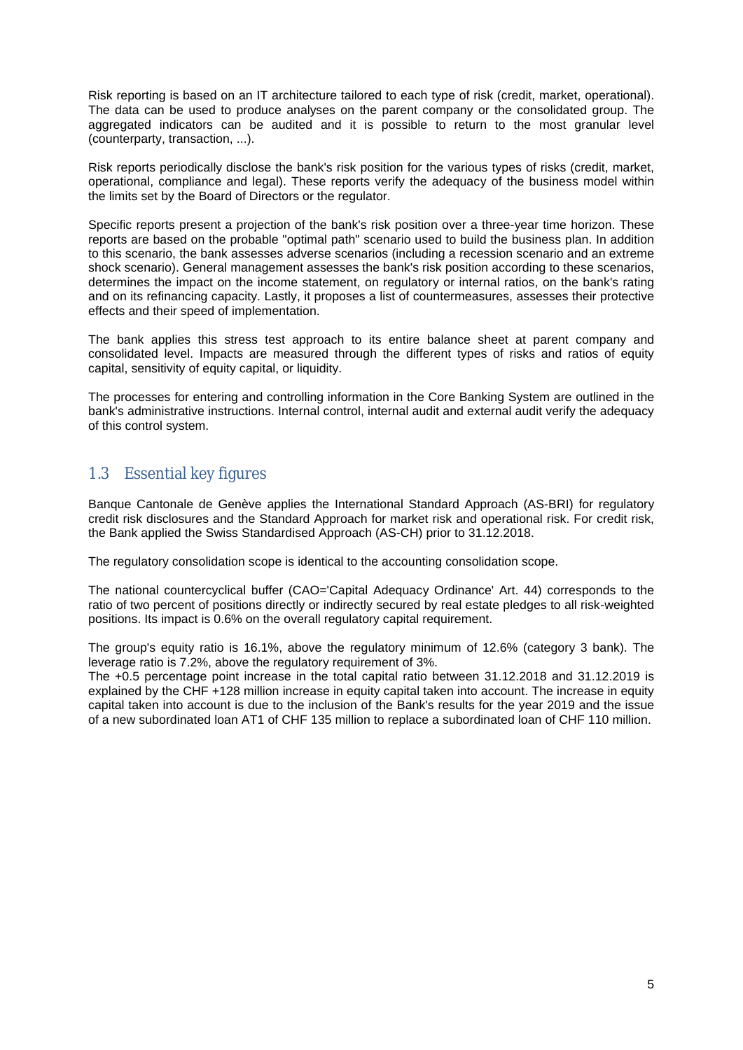Risk reporting is based on an IT architecture tailored to each type of risk (credit, market, operational). The data can be used to produce analyses on the parent company or the consolidated group. The aggregated indicators can be audited and it is possible to return to the most granular level (counterparty, transaction, ...).

Risk reports periodically disclose the bank's risk position for the various types of risks (credit, market, operational, compliance and legal). These reports verify the adequacy of the business model within the limits set by the Board of Directors or the regulator.

Specific reports present a projection of the bank's risk position over a three-year time horizon. These reports are based on the probable "optimal path" scenario used to build the business plan. In addition to this scenario, the bank assesses adverse scenarios (including a recession scenario and an extreme shock scenario). General management assesses the bank's risk position according to these scenarios, determines the impact on the income statement, on regulatory or internal ratios, on the bank's rating and on its refinancing capacity. Lastly, it proposes a list of countermeasures, assesses their protective effects and their speed of implementation.

The bank applies this stress test approach to its entire balance sheet at parent company and consolidated level. Impacts are measured through the different types of risks and ratios of equity capital, sensitivity of equity capital, or liquidity.

The processes for entering and controlling information in the Core Banking System are outlined in the bank's administrative instructions. Internal control, internal audit and external audit verify the adequacy of this control system.

## 1.3 Essential key figures

Banque Cantonale de Genève applies the International Standard Approach (AS-BRI) for regulatory credit risk disclosures and the Standard Approach for market risk and operational risk. For credit risk, the Bank applied the Swiss Standardised Approach (AS-CH) prior to 31.12.2018.

The regulatory consolidation scope is identical to the accounting consolidation scope.

The national countercyclical buffer (CAO='Capital Adequacy Ordinance' Art. 44) corresponds to the ratio of two percent of positions directly or indirectly secured by real estate pledges to all risk-weighted positions. Its impact is 0.6% on the overall regulatory capital requirement.

The group's equity ratio is 16.1%, above the regulatory minimum of 12.6% (category 3 bank). The leverage ratio is 7.2%, above the regulatory requirement of 3%.
The +0.5 percentage point increase in the total capital ratio between 31.12.2018 and 31.12.2019 is explained by the CHF +128 million increase in equity capital taken into account. The increase in equity capital taken into account is due to the inclusion of the Bank's results for the year 2019 and the issue of a new subordinated loan AT1 of CHF 135 million to replace a subordinated loan of CHF 110 million.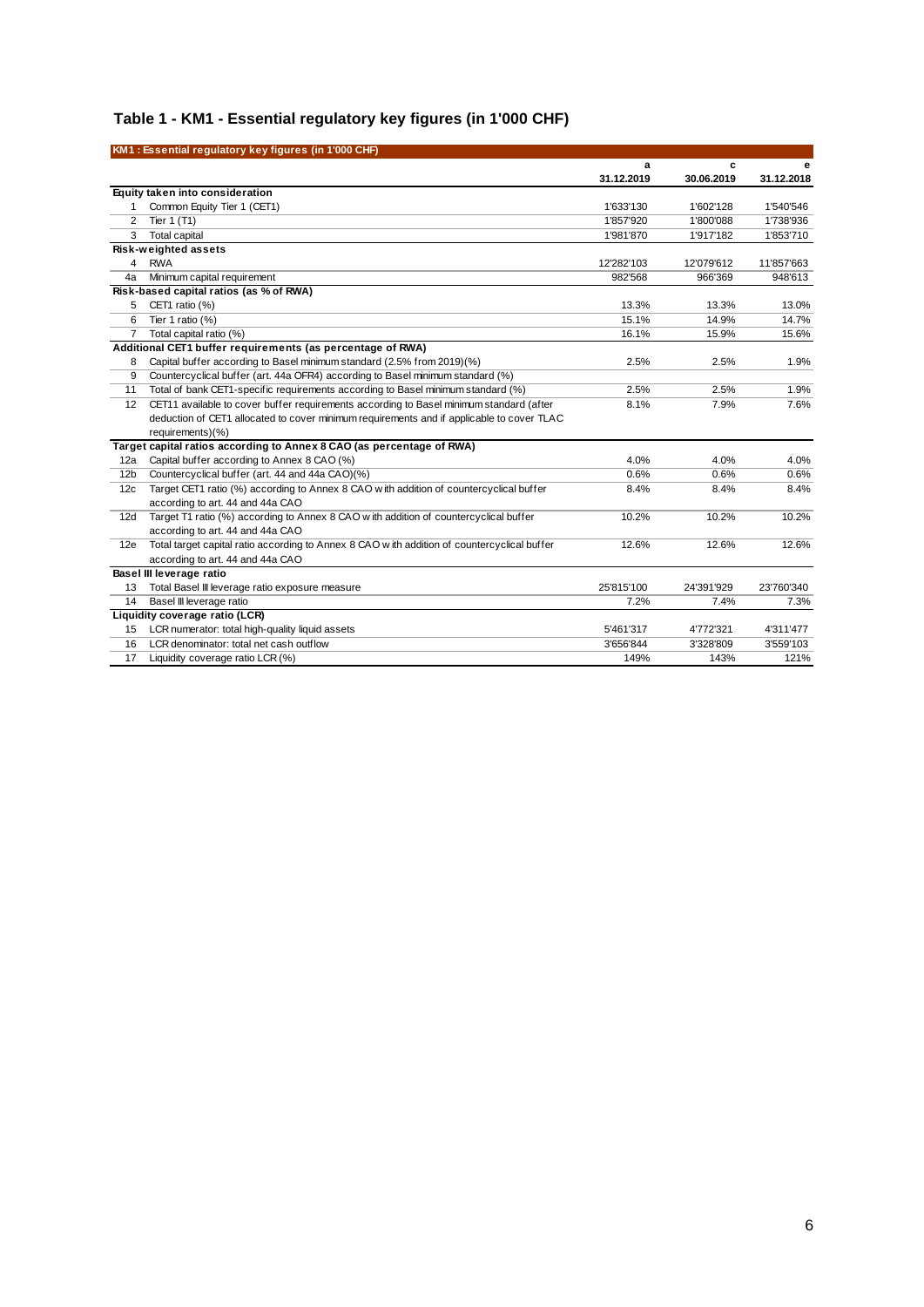## Table 1 - KM1 - Essential regulatory key figures (in 1'000 CHF)

| | KM1 : Essential regulatory key figures (in 1'000 CHF) | a | c | e |
|---|---|---|---|---|
| | | 31.12.2019 | 30.06.2019 | 31.12.2018 |
| | **Equity taken into consideration** | | | |
| 1 | Common Equity Tier 1 (CET1) | 1'633'130 | 1'602'128 | 1'540'546 |
| 2 | Tier 1 (T1) | 1'857'920 | 1'800'088 | 1'738'936 |
| 3 | Total capital | 1'981'870 | 1'917'182 | 1'853'710 |
| | **Risk-weighted assets** | | | |
| 4 | RWA | 12'282'103 | 12'079'612 | 11'857'663 |
| 4a | Minimum capital requirement | 982'568 | 966'369 | 948'613 |
| | **Risk-based capital ratios (as % of RWA)** | | | |
| 5 | CET1 ratio (%) | 13.3% | 13.3% | 13.0% |
| 6 | Tier 1 ratio (%) | 15.1% | 14.9% | 14.7% |
| 7 | Total capital ratio (%) | 16.1% | 15.9% | 15.6% |
| | **Additional CET1 buffer requirements (as percentage of RWA)** | | | |
| 8 | Capital buffer according to Basel minimum standard (2.5% from 2019)(%) | 2.5% | 2.5% | 1.9% |
| 9 | Countercyclical buffer (art. 44a OFR4) according to Basel minimum standard (%) | | | |
| 11 | Total of bank CET1-specific requirements according to Basel minimum standard (%) | 2.5% | 2.5% | 1.9% |
| 12 | CET11 available to cover buffer requirements according to Basel minimum standard (after deduction of CET1 allocated to cover minimum requirements and if applicable to cover TLAC requirements)(%) | 8.1% | 7.9% | 7.6% |
| | **Target capital ratios according to Annex 8 CAO (as percentage of RWA)** | | | |
| 12a | Capital buffer according to Annex 8 CAO (%) | 4.0% | 4.0% | 4.0% |
| 12b | Countercyclical buffer (art. 44 and 44a CAO)(%) | 0.6% | 0.6% | 0.6% |
| 12c | Target CET1 ratio (%) according to Annex 8 CAO with addition of countercyclical buffer according to art. 44 and 44a CAO | 8.4% | 8.4% | 8.4% |
| 12d | Target T1 ratio (%) according to Annex 8 CAO with addition of countercyclical buffer according to art. 44 and 44a CAO | 10.2% | 10.2% | 10.2% |
| 12e | Total target capital ratio according to Annex 8 CAO with addition of countercyclical buffer according to art. 44 and 44a CAO | 12.6% | 12.6% | 12.6% |
| | **Basel III leverage ratio** | | | |
| 13 | Total Basel III leverage ratio exposure measure | 25'815'100 | 24'391'929 | 23'760'340 |
| 14 | Basel III leverage ratio | 7.2% | 7.4% | 7.3% |
| | **Liquidity coverage ratio (LCR)** | | | |
| 15 | LCR numerator: total high-quality liquid assets | 5'461'317 | 4'772'321 | 4'311'477 |
| 16 | LCR denominator: total net cash outflow | 3'656'844 | 3'328'809 | 3'559'103 |
| 17 | Liquidity coverage ratio LCR (%) | 149% | 143% | 121% |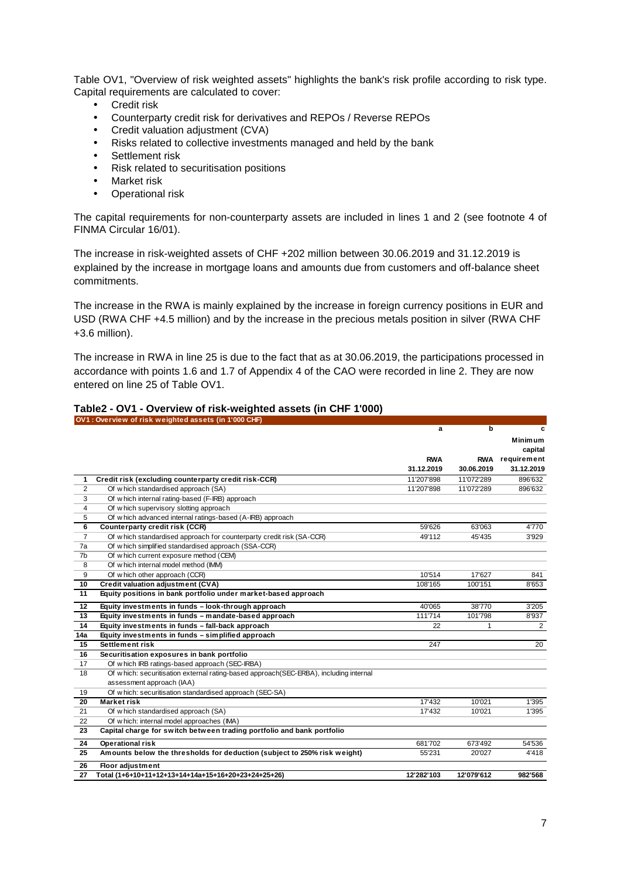Table OV1, "Overview of risk weighted assets" highlights the bank's risk profile according to risk type. Capital requirements are calculated to cover:

- Credit risk
- Counterparty credit risk for derivatives and REPOs / Reverse REPOs
- Credit valuation adjustment (CVA)
- Risks related to collective investments managed and held by the bank
- Settlement risk
- Risk related to securitisation positions
- Market risk
- Operational risk

The capital requirements for non-counterparty assets are included in lines 1 and 2 (see footnote 4 of FINMA Circular 16/01).

The increase in risk-weighted assets of CHF +202 million between 30.06.2019 and 31.12.2019 is explained by the increase in mortgage loans and amounts due from customers and off-balance sheet commitments.

The increase in the RWA is mainly explained by the increase in foreign currency positions in EUR and USD (RWA CHF +4.5 million) and by the increase in the precious metals position in silver (RWA CHF +3.6 million).

The increase in RWA in line 25 is due to the fact that as at 30.06.2019, the participations processed in accordance with points 1.6 and 1.7 of Appendix 4 of the CAO were recorded in line 2. They are now entered on line 25 of Table OV1.

### Table2 - OV1 - Overview of risk-weighted assets (in CHF 1'000)

**OV1 : Overview of risk weighted assets (in 1'000 CHF)**

| | | a | b | c |
|---|---|---|---|---|
| | | RWA<br>31.12.2019 | RWA<br>30.06.2019 | Minimum capital requirement<br>31.12.2019 |
| 1 | **Credit risk (excluding counterparty credit risk-CCR)** | 11'207'898 | 11'072'289 | 896'632 |
| 2 | Of which standardised approach (SA) | 11'207'898 | 11'072'289 | 896'632 |
| 3 | Of which internal rating-based (F-IRB) approach | | | |
| 4 | Of which supervisory slotting approach | | | |
| 5 | Of which advanced internal ratings-based (A-IRB) approach | | | |
| 6 | **Counterparty credit risk (CCR)** | 59'626 | 63'063 | 4'770 |
| 7 | Of which standardised approach for counterparty credit risk (SA-CCR) | 49'112 | 45'435 | 3'929 |
| 7a | Of which simplified standardised approach (SSA-CCR) | | | |
| 7b | Of which current exposure method (CEM) | | | |
| 8 | Of which internal model method (IMM) | | | |
| 9 | Of which other approach (CCR) | 10'514 | 17'627 | 841 |
| 10 | **Credit valuation adjustment (CVA)** | 108'165 | 100'151 | 8'653 |
| 11 | **Equity positions in bank portfolio under market-based approach** | | | |
| 12 | **Equity investments in funds – look-through approach** | 40'065 | 38'770 | 3'205 |
| 13 | **Equity investments in funds – mandate-based approach** | 111'714 | 101'798 | 8'937 |
| 14 | **Equity investments in funds – fall-back approach** | 22 | 1 | 2 |
| 14a | **Equity investments in funds – simplified approach** | | | |
| 15 | **Settlement risk** | 247 | | 20 |
| 16 | **Securitisation exposures in bank portfolio** | | | |
| 17 | Of which IRB ratings-based approach (SEC-IRBA) | | | |
| 18 | Of which: securitisation external rating-based approach(SEC-ERBA), including internal assessment approach (IAA) | | | |
| 19 | Of which: securitisation standardised approach (SEC-SA) | | | |
| 20 | **Market risk** | 17'432 | 10'021 | 1'395 |
| 21 | Of which standardised approach (SA) | 17'432 | 10'021 | 1'395 |
| 22 | Of which: internal model approaches (IMA) | | | |
| 23 | **Capital charge for switch between trading portfolio and bank portfolio** | | | |
| 24 | **Operational risk** | 681'702 | 673'492 | 54'536 |
| 25 | **Amounts below the thresholds for deduction (subject to 250% risk weight)** | 55'231 | 20'027 | 4'418 |
| 26 | **Floor adjustment** | | | |
| 27 | **Total (1+6+10+11+12+13+14+14a+15+16+20+23+24+25+26)** | **12'282'103** | **12'079'612** | **982'568** |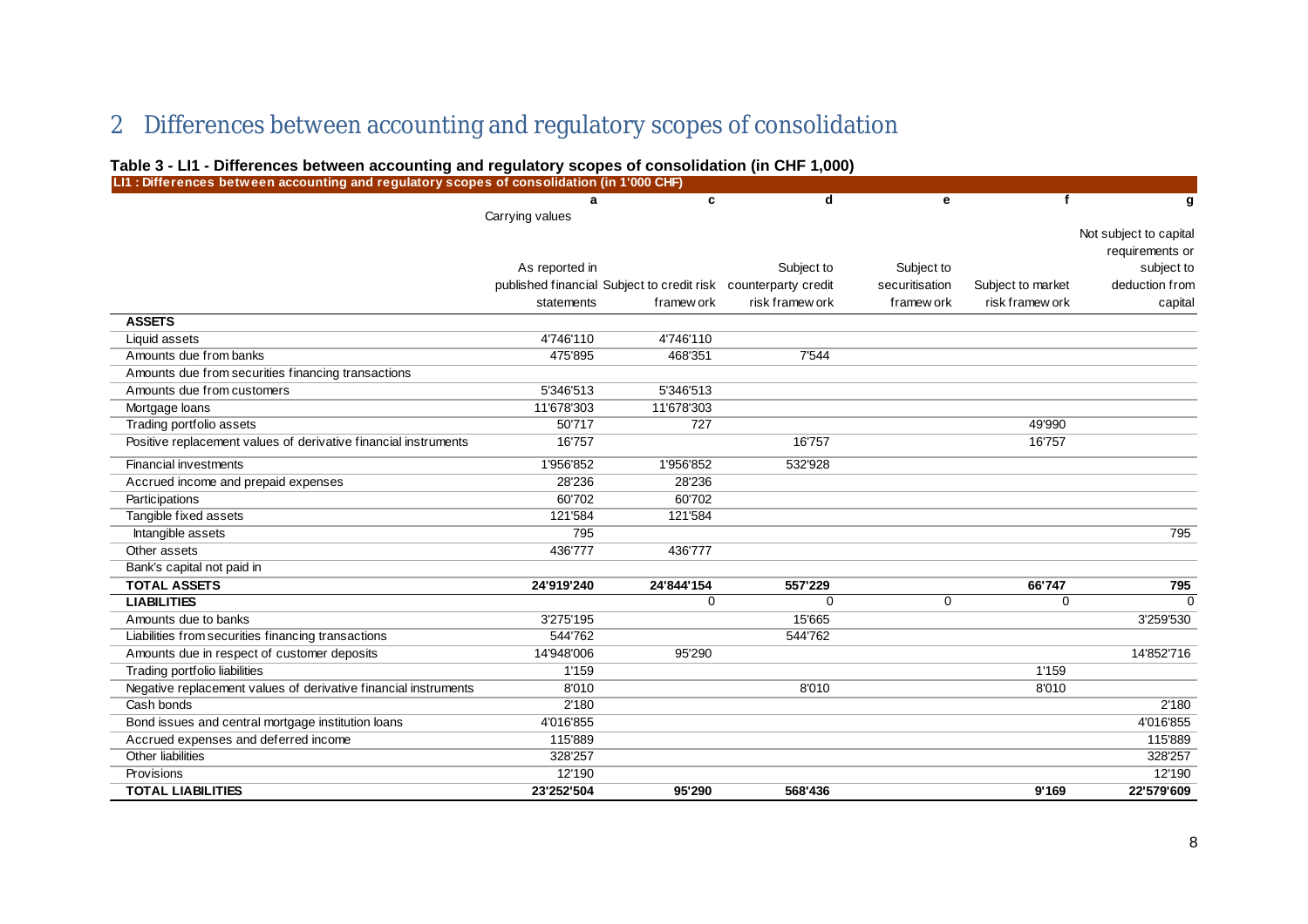## 2 Differences between accounting and regulatory scopes of consolidation

**Table 3 - LI1 - Differences between accounting and regulatory scopes of consolidation (in CHF 1,000)**

| LI1 : Differences between accounting and regulatory scopes of consolidation (in 1'000 CHF) | a | c | d | e | f | g |
|---|---|---|---|---|---|---|
| | Carrying values | | | | | |
| | As reported in published financial statements | Subject to credit risk framework | Subject to counterparty credit risk framework | Subject to securitisation framework | Subject to market risk framework | Not subject to capital requirements or subject to deduction from capital |
| **ASSETS** | | | | | | |
| Liquid assets | 4'746'110 | 4'746'110 | | | | |
| Amounts due from banks | 475'895 | 468'351 | 7'544 | | | |
| Amounts due from securities financing transactions | | | | | | |
| Amounts due from customers | 5'346'513 | 5'346'513 | | | | |
| Mortgage loans | 11'678'303 | 11'678'303 | | | | |
| Trading portfolio assets | 50'717 | 727 | | | 49'990 | |
| Positive replacement values of derivative financial instruments | 16'757 | | 16'757 | | 16'757 | |
| Financial investments | 1'956'852 | 1'956'852 | 532'928 | | | |
| Accrued income and prepaid expenses | 28'236 | 28'236 | | | | |
| Participations | 60'702 | 60'702 | | | | |
| Tangible fixed assets | 121'584 | 121'584 | | | | |
| Intangible assets | 795 | | | | | 795 |
| Other assets | 436'777 | 436'777 | | | | |
| Bank's capital not paid in | | | | | | |
| **TOTAL ASSETS** | **24'919'240** | **24'844'154** | **557'229** | | **66'747** | **795** |
| **LIABILITIES** | | 0 | 0 | 0 | 0 | 0 |
| Amounts due to banks | 3'275'195 | | 15'665 | | | 3'259'530 |
| Liabilities from securities financing transactions | 544'762 | | 544'762 | | | |
| Amounts due in respect of customer deposits | 14'948'006 | 95'290 | | | | 14'852'716 |
| Trading portfolio liabilities | 1'159 | | | | 1'159 | |
| Negative replacement values of derivative financial instruments | 8'010 | | 8'010 | | 8'010 | |
| Cash bonds | 2'180 | | | | | 2'180 |
| Bond issues and central mortgage institution loans | 4'016'855 | | | | | 4'016'855 |
| Accrued expenses and deferred income | 115'889 | | | | | 115'889 |
| Other liabilities | 328'257 | | | | | 328'257 |
| Provisions | 12'190 | | | | | 12'190 |
| **TOTAL LIABILITIES** | **23'252'504** | **95'290** | **568'436** | | **9'169** | **22'579'609** |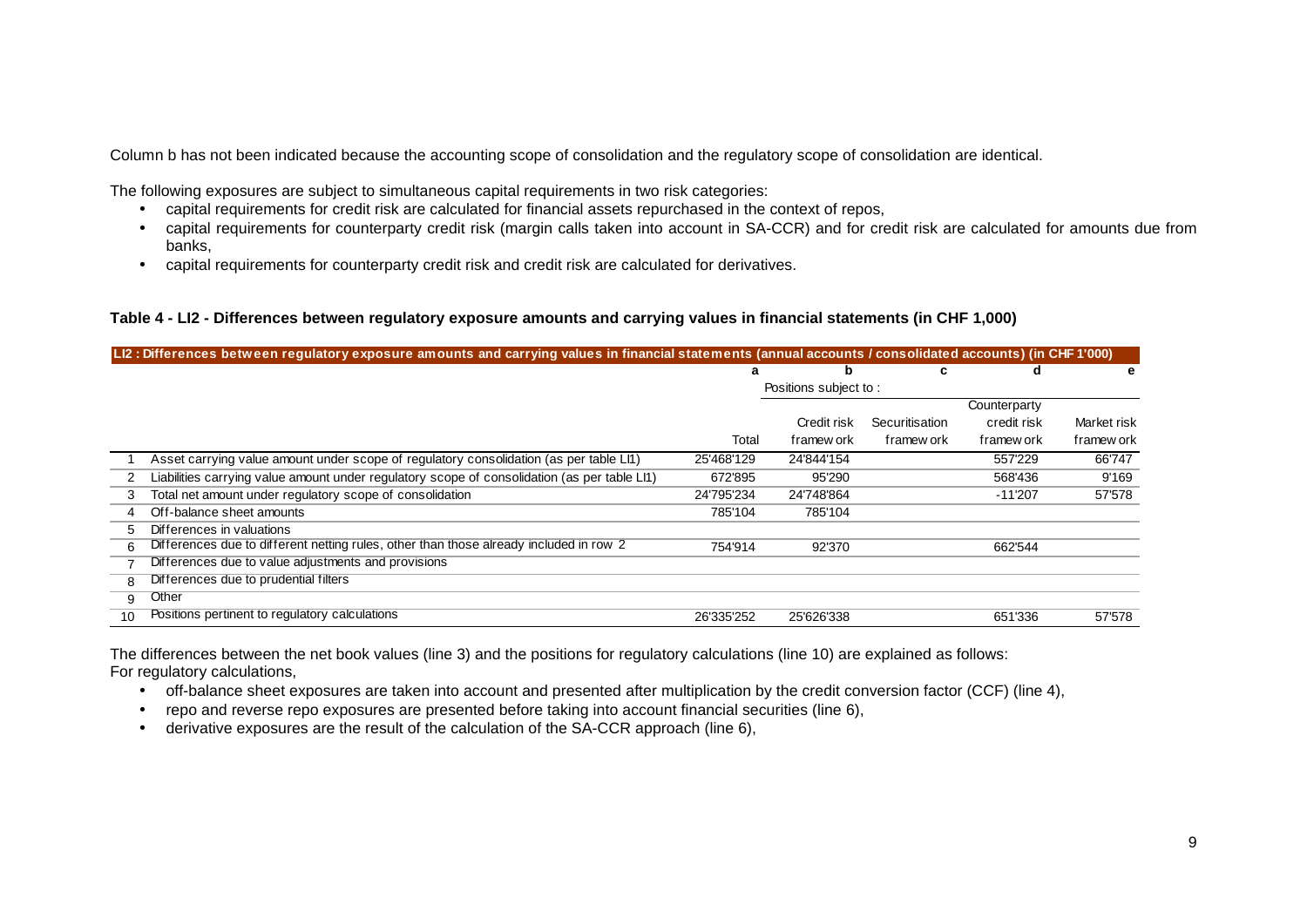Column b has not been indicated because the accounting scope of consolidation and the regulatory scope of consolidation are identical.

The following exposures are subject to simultaneous capital requirements in two risk categories:

- capital requirements for credit risk are calculated for financial assets repurchased in the context of repos,
- capital requirements for counterparty credit risk (margin calls taken into account in SA-CCR) and for credit risk are calculated for amounts due from banks,
- capital requirements for counterparty credit risk and credit risk are calculated for derivatives.

**Table 4 - LI2 - Differences between regulatory exposure amounts and carrying values in financial statements (in CHF 1,000)**

| | LI2 : Differences between regulatory exposure amounts and carrying values in financial statements (annual accounts / consolidated accounts) (in CHF 1'000) | a | b | c | d | e |
|---|---|---|---|---|---|---|
| | | | Positions subject to : | | | |
| | | Total | Credit risk framework | Securitisation framework | Counterparty credit risk framework | Market risk framework |
| 1 | Asset carrying value amount under scope of regulatory consolidation (as per table LI1) | 25'468'129 | 24'844'154 | | 557'229 | 66'747 |
| 2 | Liabilities carrying value amount under regulatory scope of consolidation (as per table LI1) | 672'895 | 95'290 | | 568'436 | 9'169 |
| 3 | Total net amount under regulatory scope of consolidation | 24'795'234 | 24'748'864 | | -11'207 | 57'578 |
| 4 | Off-balance sheet amounts | 785'104 | 785'104 | | | |
| 5 | Differences in valuations | | | | | |
| 6 | Differences due to different netting rules, other than those already included in row 2 | 754'914 | 92'370 | | 662'544 | |
| 7 | Differences due to value adjustments and provisions | | | | | |
| 8 | Differences due to prudential filters | | | | | |
| 9 | Other | | | | | |
| 10 | Positions pertinent to regulatory calculations | 26'335'252 | 25'626'338 | | 651'336 | 57'578 |

The differences between the net book values (line 3) and the positions for regulatory calculations (line 10) are explained as follows:
For regulatory calculations,

- off-balance sheet exposures are taken into account and presented after multiplication by the credit conversion factor (CCF) (line 4),
- repo and reverse repo exposures are presented before taking into account financial securities (line 6),
- derivative exposures are the result of the calculation of the SA-CCR approach (line 6),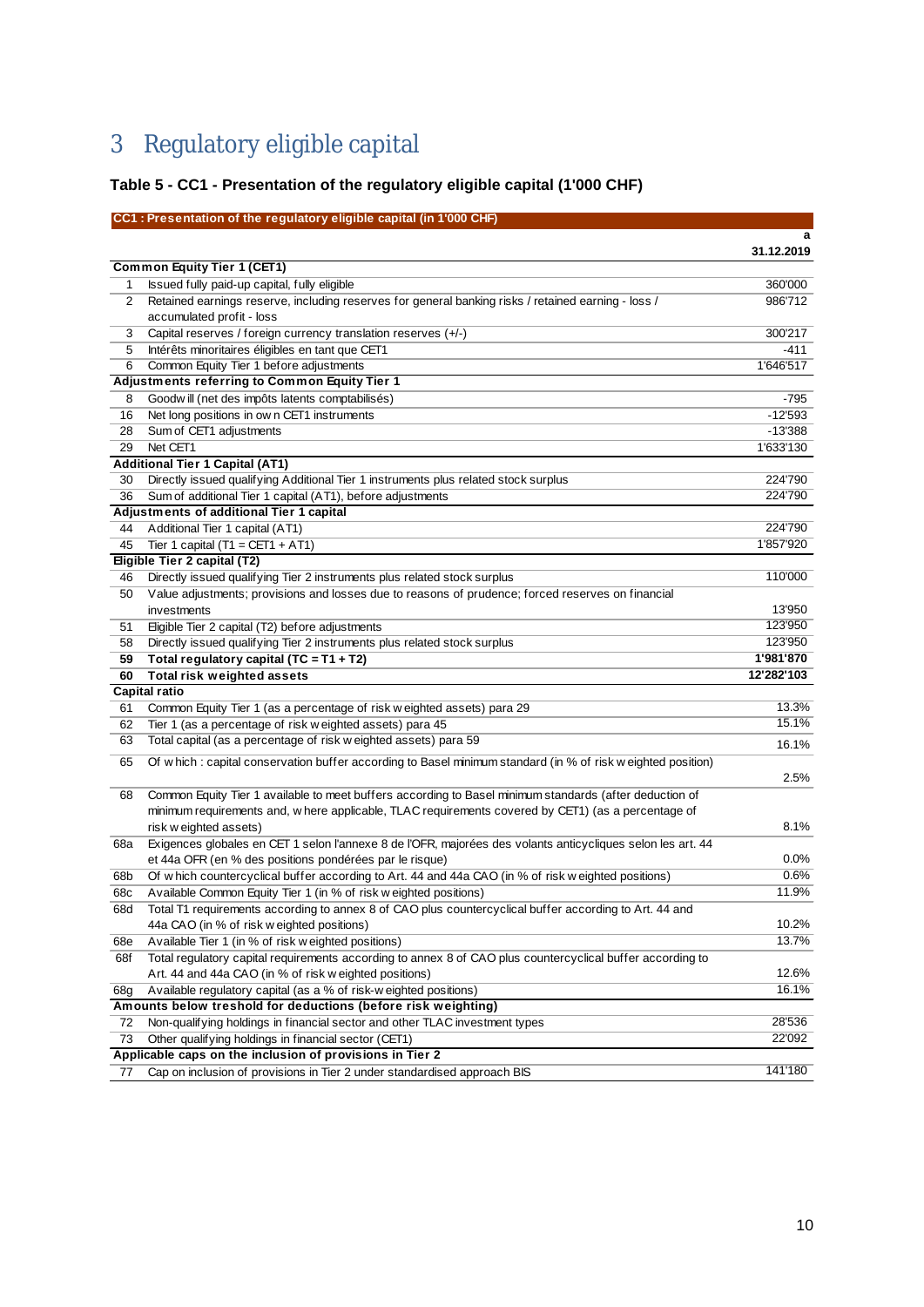# 3 Regulatory eligible capital

### Table 5 - CC1 - Presentation of the regulatory eligible capital (1'000 CHF)

| | CC1 : Presentation of the regulatory eligible capital (in 1'000 CHF) | a |
|---|---|---|
| | | 31.12.2019 |
| | **Common Equity Tier 1 (CET1)** | |
| 1 | Issued fully paid-up capital, fully eligible | 360'000 |
| 2 | Retained earnings reserve, including reserves for general banking risks / retained earning - loss / accumulated profit - loss | 986'712 |
| 3 | Capital reserves / foreign currency translation reserves (+/-) | 300'217 |
| 5 | Intérêts minoritaires éligibles en tant que CET1 | -411 |
| 6 | Common Equity Tier 1 before adjustments | 1'646'517 |
| | **Adjustments referring to Common Equity Tier 1** | |
| 8 | Goodwill (net des impôts latents comptabilisés) | -795 |
| 16 | Net long positions in own CET1 instruments | -12'593 |
| 28 | Sum of CET1 adjustments | -13'388 |
| 29 | Net CET1 | 1'633'130 |
| | **Additional Tier 1 Capital (AT1)** | |
| 30 | Directly issued qualifying Additional Tier 1 instruments plus related stock surplus | 224'790 |
| 36 | Sum of additional Tier 1 capital (AT1), before adjustments | 224'790 |
| | **Adjustments of additional Tier 1 capital** | |
| 44 | Additional Tier 1 capital (AT1) | 224'790 |
| 45 | Tier 1 capital (T1 = CET1 + AT1) | 1'857'920 |
| | **Eligible Tier 2 capital (T2)** | |
| 46 | Directly issued qualifying Tier 2 instruments plus related stock surplus | 110'000 |
| 50 | Value adjustments; provisions and losses due to reasons of prudence; forced reserves on financial investments | 13'950 |
| 51 | Eligible Tier 2 capital (T2) before adjustments | 123'950 |
| 58 | Directly issued qualifying Tier 2 instruments plus related stock surplus | 123'950 |
| **59** | **Total regulatory capital (TC = T1 + T2)** | **1'981'870** |
| **60** | **Total risk weighted assets** | **12'282'103** |
| | **Capital ratio** | |
| 61 | Common Equity Tier 1 (as a percentage of risk weighted assets) para 29 | 13.3% |
| 62 | Tier 1 (as a percentage of risk weighted assets) para 45 | 15.1% |
| 63 | Total capital (as a percentage of risk weighted assets) para 59 | 16.1% |
| 65 | Of which : capital conservation buffer according to Basel minimum standard (in % of risk weighted position) | 2.5% |
| 68 | Common Equity Tier 1 available to meet buffers according to Basel minimum standards (after deduction of minimum requirements and, where applicable, TLAC requirements covered by CET1) (as a percentage of risk weighted assets) | 8.1% |
| 68a | Exigences globales en CET 1 selon l'annexe 8 de l'OFR, majorées des volants anticycliques selon les art. 44 et 44a OFR (en % des positions pondérées par le risque) | 0.0% |
| 68b | Of which countercyclical buffer according to Art. 44 and 44a CAO (in % of risk weighted positions) | 0.6% |
| 68c | Available Common Equity Tier 1 (in % of risk weighted positions) | 11.9% |
| 68d | Total T1 requirements according to annex 8 of CAO plus countercyclical buffer according to Art. 44 and 44a CAO (in % of risk weighted positions) | 10.2% |
| 68e | Available Tier 1 (in % of risk weighted positions) | 13.7% |
| 68f | Total regulatory capital requirements according to annex 8 of CAO plus countercyclical buffer according to Art. 44 and 44a CAO (in % of risk weighted positions) | 12.6% |
| 68g | Available regulatory capital (as a % of risk-weighted positions) | 16.1% |
| | **Amounts below treshold for deductions (before risk weighting)** | |
| 72 | Non-qualifying holdings in financial sector and other TLAC investment types | 28'536 |
| 73 | Other qualifying holdings in financial sector (CET1) | 22'092 |
| | **Applicable caps on the inclusion of provisions in Tier 2** | |
| 77 | Cap on inclusion of provisions in Tier 2 under standardised approach BIS | 141'180 |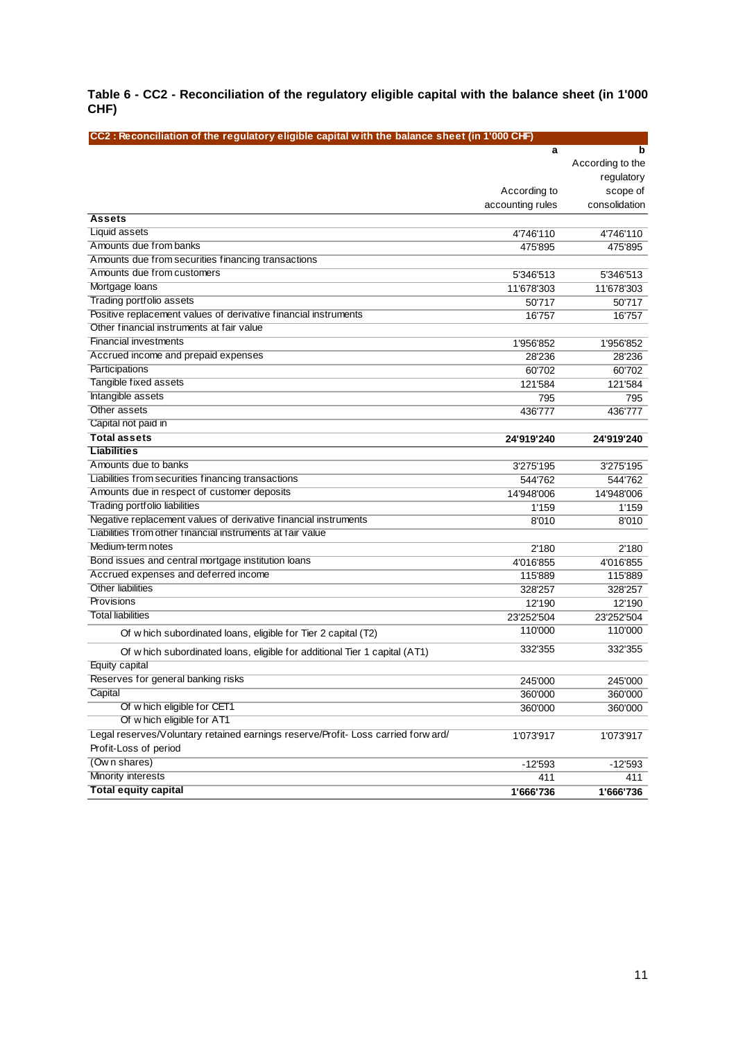**Table 6 - CC2 - Reconciliation of the regulatory eligible capital with the balance sheet (in 1'000 CHF)**

| CC2 : Reconciliation of the regulatory eligible capital with the balance sheet (in 1'000 CHF) | a | b |
|---|---|---|
| | According to accounting rules | According to the regulatory scope of consolidation |
| **Assets** | | |
| Liquid assets | 4'746'110 | 4'746'110 |
| Amounts due from banks | 475'895 | 475'895 |
| Amounts due from securities financing transactions | | |
| Amounts due from customers | 5'346'513 | 5'346'513 |
| Mortgage loans | 11'678'303 | 11'678'303 |
| Trading portfolio assets | 50'717 | 50'717 |
| Positive replacement values of derivative financial instruments | 16'757 | 16'757 |
| Other financial instruments at fair value | | |
| Financial investments | 1'956'852 | 1'956'852 |
| Accrued income and prepaid expenses | 28'236 | 28'236 |
| Participations | 60'702 | 60'702 |
| Tangible fixed assets | 121'584 | 121'584 |
| Intangible assets | 795 | 795 |
| Other assets | 436'777 | 436'777 |
| Capital not paid in | | |
| **Total assets** | **24'919'240** | **24'919'240** |
| **Liabilities** | | |
| Amounts due to banks | 3'275'195 | 3'275'195 |
| Liabilities from securities financing transactions | 544'762 | 544'762 |
| Amounts due in respect of customer deposits | 14'948'006 | 14'948'006 |
| Trading portfolio liabilities | 1'159 | 1'159 |
| Negative replacement values of derivative financial instruments | 8'010 | 8'010 |
| Liabilities from other financial instruments at fair value | | |
| Medium-term notes | 2'180 | 2'180 |
| Bond issues and central mortgage institution loans | 4'016'855 | 4'016'855 |
| Accrued expenses and deferred income | 115'889 | 115'889 |
| Other liabilities | 328'257 | 328'257 |
| Provisions | 12'190 | 12'190 |
| Total liabilities | 23'252'504 | 23'252'504 |
| Of which subordinated loans, eligible for Tier 2 capital (T2) | 110'000 | 110'000 |
| Of which subordinated loans, eligible for additional Tier 1 capital (AT1) | 332'355 | 332'355 |
| Equity capital | | |
| Reserves for general banking risks | 245'000 | 245'000 |
| Capital | 360'000 | 360'000 |
| Of which eligible for CET1 | 360'000 | 360'000 |
| Of which eligible for AT1 | | |
| Legal reserves/Voluntary retained earnings reserve/Profit- Loss carried forward/ Profit-Loss of period | 1'073'917 | 1'073'917 |
| (Own shares) | -12'593 | -12'593 |
| Minority interests | 411 | 411 |
| **Total equity capital** | **1'666'736** | **1'666'736** |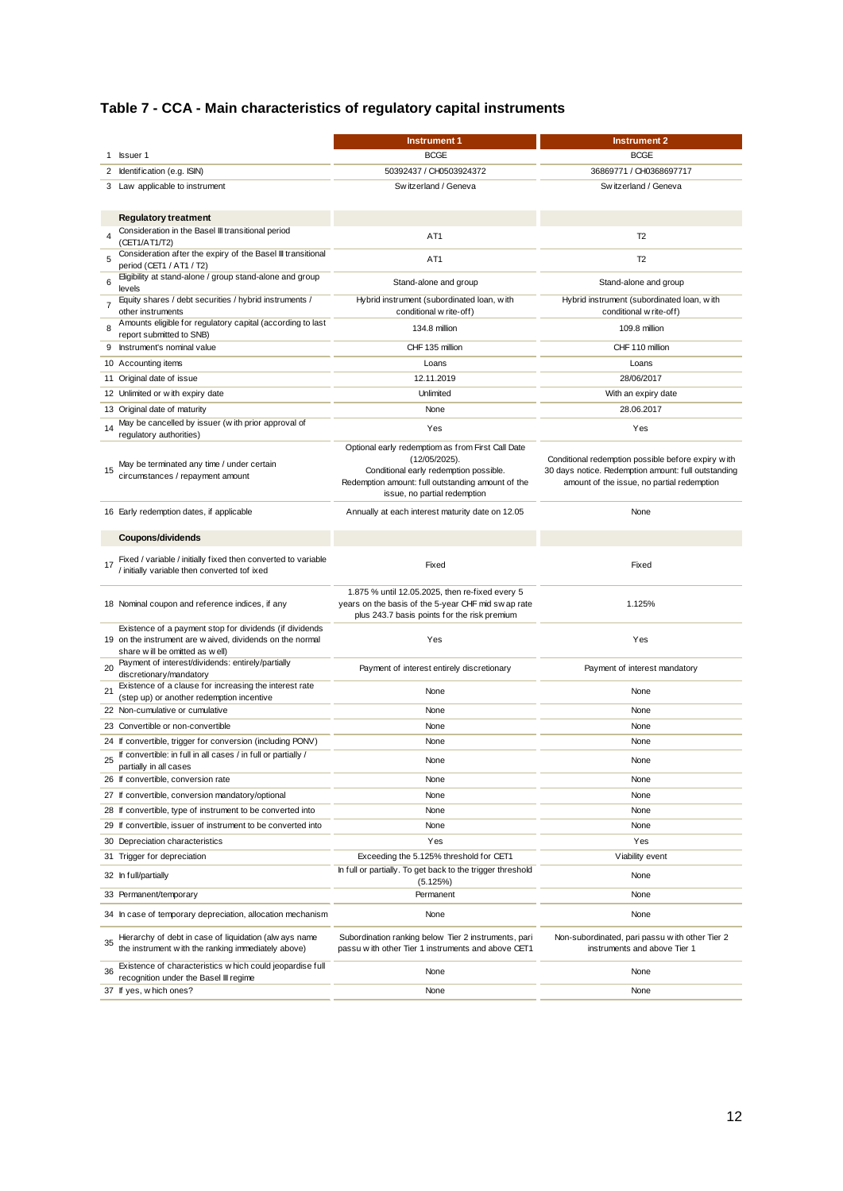## Table 7 - CCA - Main characteristics of regulatory capital instruments

| | | Instrument 1 | Instrument 2 |
|---|---|---|---|
| 1 | Issuer 1 | BCGE | BCGE |
| 2 | Identification (e.g. ISIN) | 50392437 / CH0503924372 | 36869771 / CH0368697717 |
| 3 | Law applicable to instrument | Switzerland / Geneva | Switzerland / Geneva |
| | **Regulatory treatment** | | |
| 4 | Consideration in the Basel III transitional period (CET1/AT1/T2) | AT1 | T2 |
| 5 | Consideration after the expiry of the Basel III transitional period (CET1 / AT1 / T2) | AT1 | T2 |
| 6 | Eligibility at stand-alone / group stand-alone and group levels | Stand-alone and group | Stand-alone and group |
| 7 | Equity shares / debt securities / hybrid instruments / other instruments | Hybrid instrument (subordinated loan, with conditional write-off) | Hybrid instrument (subordinated loan, with conditional write-off) |
| 8 | Amounts eligible for regulatory capital (according to last report submitted to SNB) | 134.8 million | 109.8 million |
| 9 | Instrument's nominal value | CHF 135 million | CHF 110 million |
| 10 | Accounting items | Loans | Loans |
| 11 | Original date of issue | 12.11.2019 | 28/06/2017 |
| 12 | Unlimited or with expiry date | Unlimited | With an expiry date |
| 13 | Original date of maturity | None | 28.06.2017 |
| 14 | May be cancelled by issuer (with prior approval of regulatory authorities) | Yes | Yes |
| 15 | May be terminated any time / under certain circumstances / repayment amount | Optional early redemption as from First Call Date (12/05/2025). Conditional early redemption possible. Redemption amount: full outstanding amount of the issue, no partial redemption | Conditional redemption possible before expiry with 30 days notice. Redemption amount: full outstanding amount of the issue, no partial redemption |
| 16 | Early redemption dates, if applicable | Annually at each interest maturity date on 12.05 | None |
| | **Coupons/dividends** | | |
| 17 | Fixed / variable / initially fixed then converted to variable / initially variable then converted tof ixed | Fixed | Fixed |
| 18 | Nominal coupon and reference indices, if any | 1.875 % until 12.05.2025, then re-fixed every 5 years on the basis of the 5-year CHF mid swap rate plus 243.7 basis points for the risk premium | 1.125% |
| 19 | Existence of a payment stop for dividends (if dividends on the instrument are waived, dividends on the normal share will be omitted as well) | Yes | Yes |
| 20 | Payment of interest/dividends: entirely/partially discretionary/mandatory | Payment of interest entirely discretionary | Payment of interest mandatory |
| 21 | Existence of a clause for increasing the interest rate (step up) or another redemption incentive | None | None |
| 22 | Non-cumulative or cumulative | None | None |
| 23 | Convertible or non-convertible | None | None |
| 24 | If convertible, trigger for conversion (including PONV) | None | None |
| 25 | If convertible: in full in all cases / in full or partially / partially in all cases | None | None |
| 26 | If convertible, conversion rate | None | None |
| 27 | If convertible, conversion mandatory/optional | None | None |
| 28 | If convertible, type of instrument to be converted into | None | None |
| 29 | If convertible, issuer of instrument to be converted into | None | None |
| 30 | Depreciation characteristics | Yes | Yes |
| 31 | Trigger for depreciation | Exceeding the 5.125% threshold for CET1 | Viability event |
| 32 | In full/partially | In full or partially. To get back to the trigger threshold (5.125%) | None |
| 33 | Permanent/temporary | Permanent | None |
| 34 | In case of temporary depreciation, allocation mechanism | None | None |
| 35 | Hierarchy of debt in case of liquidation (always name the instrument with the ranking immediately above) | Subordination ranking below Tier 2 instruments, pari passu with other Tier 1 instruments and above CET1 | Non-subordinated, pari passu with other Tier 2 instruments and above Tier 1 |
| 36 | Existence of characteristics which could jeopardise full recognition under the Basel III regime | None | None |
| 37 | If yes, which ones? | None | None |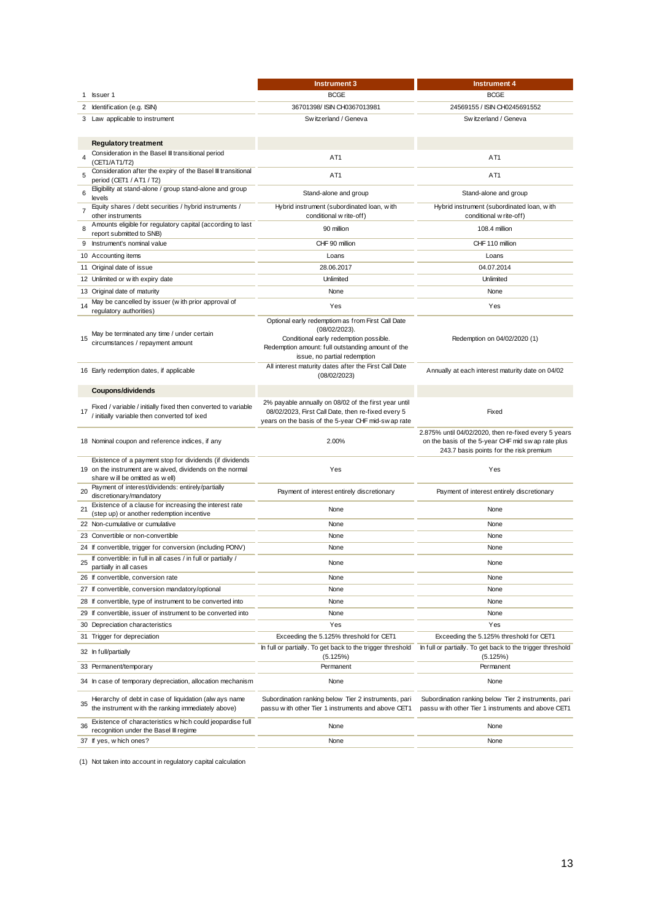| | | Instrument 3 | Instrument 4 |
|---|---|---|---|
| 1 | Issuer 1 | BCGE | BCGE |
| 2 | Identification (e.g. ISIN) | 36701398/ ISIN CH0367013981 | 24569155 / ISIN CH0245691552 |
| 3 | Law applicable to instrument | Switzerland / Geneva | Switzerland / Geneva |
| | **Regulatory treatment** | | |
| 4 | Consideration in the Basel III transitional period (CET1/AT1/T2) | AT1 | AT1 |
| 5 | Consideration after the expiry of the Basel III transitional period (CET1 / AT1 / T2) | AT1 | AT1 |
| 6 | Eligibility at stand-alone / group stand-alone and group levels | Stand-alone and group | Stand-alone and group |
| 7 | Equity shares / debt securities / hybrid instruments / other instruments | Hybrid instrument (subordinated loan, with conditional write-off) | Hybrid instrument (subordinated loan, with conditional write-off) |
| 8 | Amounts eligible for regulatory capital (according to last report submitted to SNB) | 90 million | 108.4 million |
| 9 | Instrument's nominal value | CHF 90 million | CHF 110 million |
| 10 | Accounting items | Loans | Loans |
| 11 | Original date of issue | 28.06.2017 | 04.07.2014 |
| 12 | Unlimited or with expiry date | Unlimited | Unlimited |
| 13 | Original date of maturity | None | None |
| 14 | May be cancelled by issuer (with prior approval of regulatory authorities) | Yes | Yes |
| 15 | May be terminated any time / under certain circumstances / repayment amount | Optional early redemption as from First Call Date (08/02/2023). Conditional early redemption possible. Redemption amount: full outstanding amount of the issue, no partial redemption | Redemption on 04/02/2020 (1) |
| 16 | Early redemption dates, if applicable | All interest maturity dates after the First Call Date (08/02/2023) | Annually at each interest maturity date on 04/02 |
| | **Coupons/dividends** | | |
| 17 | Fixed / variable / initially fixed then converted to variable / initially variable then converted tof ixed | 2% payable annually on 08/02 of the first year until 08/02/2023, First Call Date, then re-fixed every 5 years on the basis of the 5-year CHF mid-swap rate | Fixed |
| 18 | Nominal coupon and reference indices, if any | 2.00% | 2.875% until 04/02/2020, then re-fixed every 5 years on the basis of the 5-year CHF mid swap rate plus 243.7 basis points for the risk premium |
| 19 | Existence of a payment stop for dividends (if dividends on the instrument are waived, dividends on the normal share will be omitted as well) | Yes | Yes |
| 20 | Payment of interest/dividends: entirely/partially discretionary/mandatory | Payment of interest entirely discretionary | Payment of interest entirely discretionary |
| 21 | Existence of a clause for increasing the interest rate (step up) or another redemption incentive | None | None |
| 22 | Non-cumulative or cumulative | None | None |
| 23 | Convertible or non-convertible | None | None |
| 24 | If convertible, trigger for conversion (including PONV) | None | None |
| 25 | If convertible: in full in all cases / in full or partially / partially in all cases | None | None |
| 26 | If convertible, conversion rate | None | None |
| 27 | If convertible, conversion mandatory/optional | None | None |
| 28 | If convertible, type of instrument to be converted into | None | None |
| 29 | If convertible, issuer of instrument to be converted into | None | None |
| 30 | Depreciation characteristics | Yes | Yes |
| 31 | Trigger for depreciation | Exceeding the 5.125% threshold for CET1 | Exceeding the 5.125% threshold for CET1 |
| 32 | In full/partially | In full or partially. To get back to the trigger threshold (5.125%) | In full or partially. To get back to the trigger threshold (5.125%) |
| 33 | Permanent/temporary | Permanent | Permanent |
| 34 | In case of temporary depreciation, allocation mechanism | None | None |
| 35 | Hierarchy of debt in case of liquidation (always name the instrument with the ranking immediately above) | Subordination ranking below Tier 2 instruments, pari passu with other Tier 1 instruments and above CET1 | Subordination ranking below Tier 2 instruments, pari passu with other Tier 1 instruments and above CET1 |
| 36 | Existence of characteristics which could jeopardise full recognition under the Basel III regime | None | None |
| 37 | If yes, which ones? | None | None |

(1) Not taken into account in regulatory capital calculation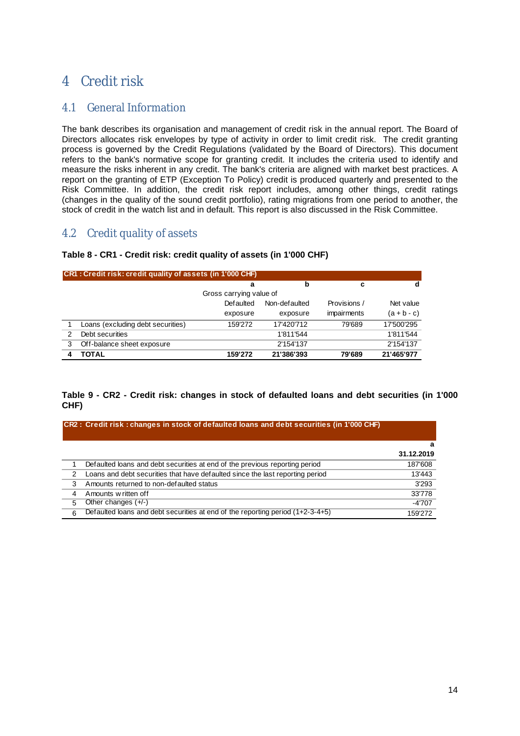# 4 Credit risk

## 4.1 General Information

The bank describes its organisation and management of credit risk in the annual report. The Board of Directors allocates risk envelopes by type of activity in order to limit credit risk. The credit granting process is governed by the Credit Regulations (validated by the Board of Directors). This document refers to the bank's normative scope for granting credit. It includes the criteria used to identify and measure the risks inherent in any credit. The bank's criteria are aligned with market best practices. A report on the granting of ETP (Exception To Policy) credit is produced quarterly and presented to the Risk Committee. In addition, the credit risk report includes, among other things, credit ratings (changes in the quality of the sound credit portfolio), rating migrations from one period to another, the stock of credit in the watch list and in default. This report is also discussed in the Risk Committee.

## 4.2 Credit quality of assets

**Table 8 - CR1 - Credit risk: credit quality of assets (in 1'000 CHF)**

| CR1 : Credit risk: credit quality of assets (in 1'000 CHF) | | | | | |
|---|---|---|---|---|---|
| | | a | b | c | d |
| | | Gross carrying value of | | | |
| | | Defaulted exposure | Non-defaulted exposure | Provisions / impairments | Net value (a + b - c) |
| 1 | Loans (excluding debt securities) | 159'272 | 17'420'712 | 79'689 | 17'500'295 |
| 2 | Debt securities | | 1'811'544 | | 1'811'544 |
| 3 | Off-balance sheet exposure | | 2'154'137 | | 2'154'137 |
| **4** | **TOTAL** | **159'272** | **21'386'393** | **79'689** | **21'465'977** |

**Table 9 - CR2 - Credit risk: changes in stock of defaulted loans and debt securities (in 1'000 CHF)**

| CR2 : Credit risk : changes in stock of defaulted loans and debt securities (in 1'000 CHF) | | |
|---|---|---|
| | | a |
| | | **31.12.2019** |
| 1 | Defaulted loans and debt securities at end of the previous reporting period | 187'608 |
| 2 | Loans and debt securities that have defaulted since the last reporting period | 13'443 |
| 3 | Amounts returned to non-defaulted status | 3'293 |
| 4 | Amounts written off | 33'778 |
| 5 | Other changes (+/-) | -4'707 |
| 6 | Defaulted loans and debt securities at end of the reporting period (1+2-3-4+5) | 159'272 |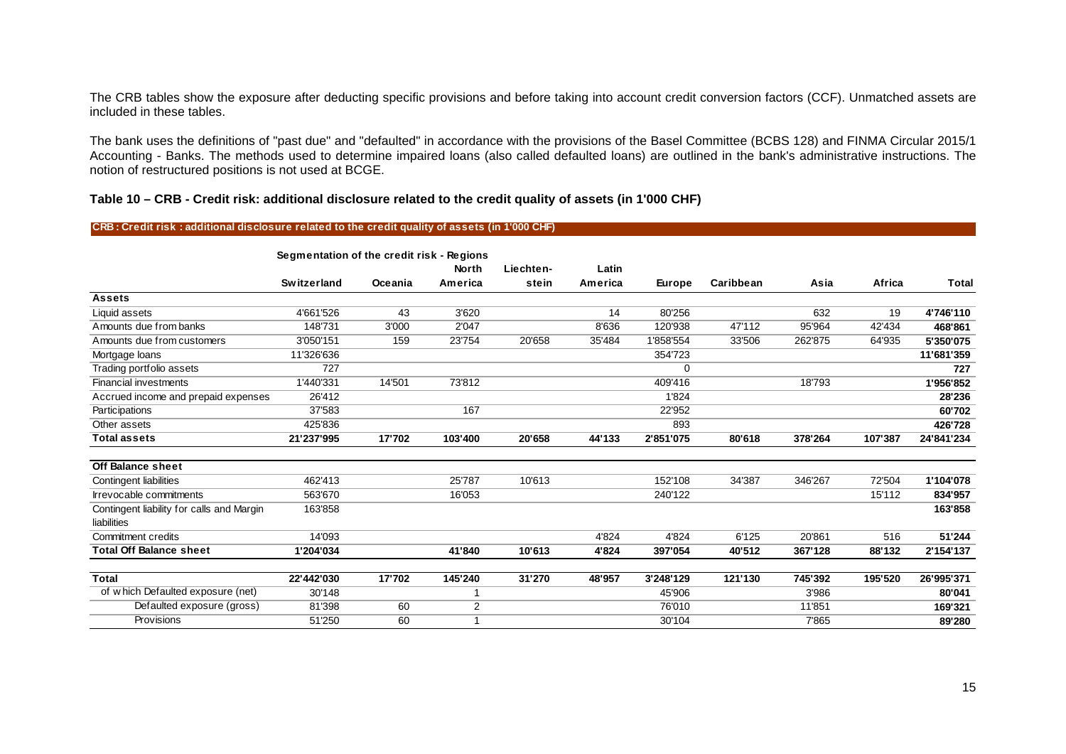The CRB tables show the exposure after deducting specific provisions and before taking into account credit conversion factors (CCF). Unmatched assets are included in these tables.

The bank uses the definitions of "past due" and "defaulted" in accordance with the provisions of the Basel Committee (BCBS 128) and FINMA Circular 2015/1 Accounting - Banks. The methods used to determine impaired loans (also called defaulted loans) are outlined in the bank's administrative instructions. The notion of restructured positions is not used at BCGE.

### Table 10 – CRB - Credit risk: additional disclosure related to the credit quality of assets (in 1'000 CHF)

**CRB : Credit risk : additional disclosure related to the credit quality of assets (in 1'000 CHF)**

| | Segmentation of the credit risk - Regions | | | | | | | | | |
|---|---|---|---|---|---|---|---|---|---|---|
| | **Switzerland** | **Oceania** | **North America** | **Liechten-stein** | **Latin America** | **Europe** | **Caribbean** | **Asia** | **Africa** | **Total** |
| **Assets** | | | | | | | | | | |
| Liquid assets | 4'661'526 | 43 | 3'620 | | 14 | 80'256 | | 632 | 19 | **4'746'110** |
| Amounts due from banks | 148'731 | 3'000 | 2'047 | | 8'636 | 120'938 | 47'112 | 95'964 | 42'434 | **468'861** |
| Amounts due from customers | 3'050'151 | 159 | 23'754 | 20'658 | 35'484 | 1'858'554 | 33'506 | 262'875 | 64'935 | **5'350'075** |
| Mortgage loans | 11'326'636 | | | | | 354'723 | | | | **11'681'359** |
| Trading portfolio assets | 727 | | | | | 0 | | | | **727** |
| Financial investments | 1'440'331 | 14'501 | 73'812 | | | 409'416 | | 18'793 | | **1'956'852** |
| Accrued income and prepaid expenses | 26'412 | | | | | 1'824 | | | | **28'236** |
| Participations | 37'583 | | 167 | | | 22'952 | | | | **60'702** |
| Other assets | 425'836 | | | | | 893 | | | | **426'728** |
| **Total assets** | **21'237'995** | **17'702** | **103'400** | **20'658** | **44'133** | **2'851'075** | **80'618** | **378'264** | **107'387** | **24'841'234** |
| **Off Balance sheet** | | | | | | | | | | |
| Contingent liabilities | 462'413 | | 25'787 | 10'613 | | 152'108 | 34'387 | 346'267 | 72'504 | **1'104'078** |
| Irrevocable commitments | 563'670 | | 16'053 | | | 240'122 | | | 15'112 | **834'957** |
| Contingent liability for calls and Margin liabilities | 163'858 | | | | | | | | | **163'858** |
| Commitment credits | 14'093 | | | | 4'824 | 4'824 | 6'125 | 20'861 | 516 | **51'244** |
| **Total Off Balance sheet** | **1'204'034** | | **41'840** | **10'613** | **4'824** | **397'054** | **40'512** | **367'128** | **88'132** | **2'154'137** |
| **Total** | **22'442'030** | **17'702** | **145'240** | **31'270** | **48'957** | **3'248'129** | **121'130** | **745'392** | **195'520** | **26'995'371** |
| of which Defaulted exposure (net) | 30'148 | | 1 | | | 45'906 | | 3'986 | | **80'041** |
| Defaulted exposure (gross) | 81'398 | 60 | 2 | | | 76'010 | | 11'851 | | **169'321** |
| Provisions | 51'250 | 60 | 1 | | | 30'104 | | 7'865 | | **89'280** |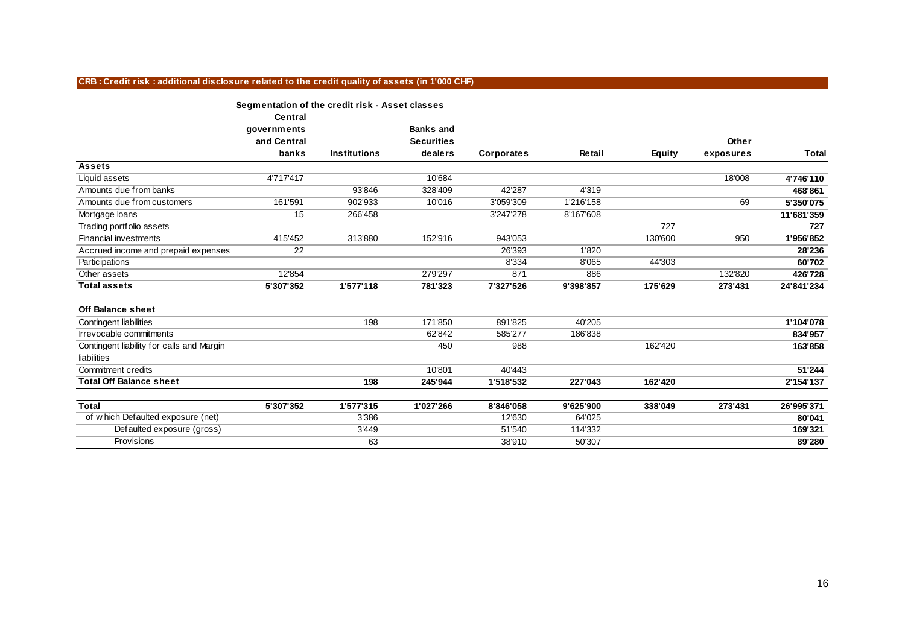## CRB : Credit risk : additional disclosure related to the credit quality of assets (in 1'000 CHF)

| | Segmentation of the credit risk - Asset classes | | | | | | | |
|---|---|---|---|---|---|---|---|---|
| | Central governments and Central banks | Institutions | Banks and Securities dealers | Corporates | Retail | Equity | Other exposures | Total |
| **Assets** | | | | | | | | |
| Liquid assets | 4'717'417 | | 10'684 | | | | 18'008 | **4'746'110** |
| Amounts due from banks | | 93'846 | 328'409 | 42'287 | 4'319 | | | **468'861** |
| Amounts due from customers | 161'591 | 902'933 | 10'016 | 3'059'309 | 1'216'158 | | 69 | **5'350'075** |
| Mortgage loans | 15 | 266'458 | | 3'247'278 | 8'167'608 | | | **11'681'359** |
| Trading portfolio assets | | | | | | 727 | | **727** |
| Financial investments | 415'452 | 313'880 | 152'916 | 943'053 | | 130'600 | 950 | **1'956'852** |
| Accrued income and prepaid expenses | 22 | | | 26'393 | 1'820 | | | **28'236** |
| Participations | | | | 8'334 | 8'065 | 44'303 | | **60'702** |
| Other assets | 12'854 | | 279'297 | 871 | 886 | | 132'820 | **426'728** |
| **Total assets** | **5'307'352** | **1'577'118** | **781'323** | **7'327'526** | **9'398'857** | **175'629** | **273'431** | **24'841'234** |
| **Off Balance sheet** | | | | | | | | |
| Contingent liabilities | | 198 | 171'850 | 891'825 | 40'205 | | | **1'104'078** |
| Irrevocable commitments | | | 62'842 | 585'277 | 186'838 | | | **834'957** |
| Contingent liability for calls and Margin liabilities | | | 450 | 988 | | 162'420 | | **163'858** |
| Commitment credits | | | 10'801 | 40'443 | | | | **51'244** |
| **Total Off Balance sheet** | | **198** | **245'944** | **1'518'532** | **227'043** | **162'420** | | **2'154'137** |
| **Total** | **5'307'352** | **1'577'315** | **1'027'266** | **8'846'058** | **9'625'900** | **338'049** | **273'431** | **26'995'371** |
| of which Defaulted exposure (net) | | 3'386 | | 12'630 | 64'025 | | | **80'041** |
| Defaulted exposure (gross) | | 3'449 | | 51'540 | 114'332 | | | **169'321** |
| Provisions | | 63 | | 38'910 | 50'307 | | | **89'280** |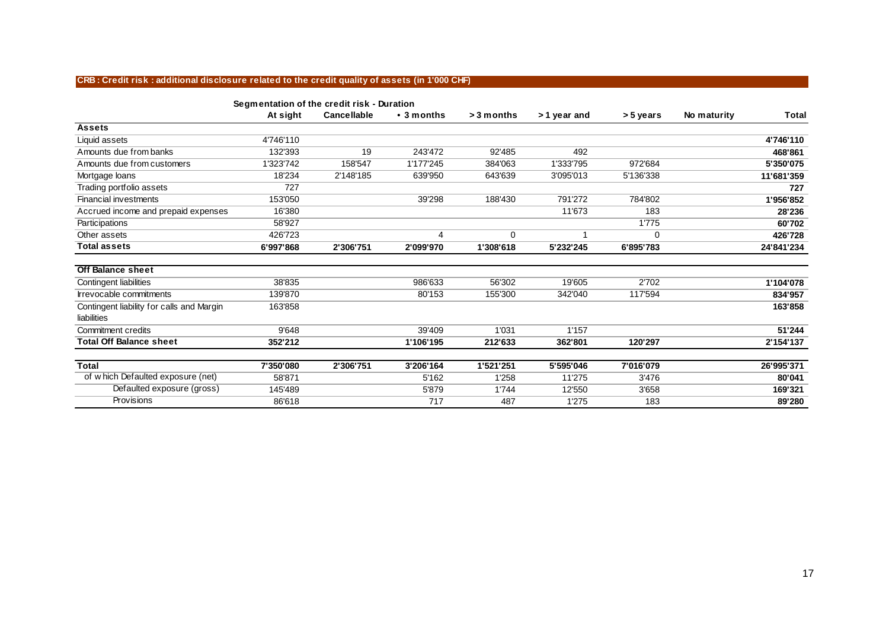## CRB : Credit risk : additional disclosure related to the credit quality of assets (in 1'000 CHF)

| | Segmentation of the credit risk - Duration | | | | | | | |
|---|---|---|---|---|---|---|---|---|
| | At sight | Cancellable | • 3 months | > 3 months | > 1 year and | > 5 years | No maturity | Total |
| **Assets** | | | | | | | | |
| Liquid assets | 4'746'110 | | | | | | | **4'746'110** |
| Amounts due from banks | 132'393 | 19 | 243'472 | 92'485 | 492 | | | **468'861** |
| Amounts due from customers | 1'323'742 | 158'547 | 1'177'245 | 384'063 | 1'333'795 | 972'684 | | **5'350'075** |
| Mortgage loans | 18'234 | 2'148'185 | 639'950 | 643'639 | 3'095'013 | 5'136'338 | | **11'681'359** |
| Trading portfolio assets | 727 | | | | | | | **727** |
| Financial investments | 153'050 | | 39'298 | 188'430 | 791'272 | 784'802 | | **1'956'852** |
| Accrued income and prepaid expenses | 16'380 | | | | 11'673 | 183 | | **28'236** |
| Participations | 58'927 | | | | | 1'775 | | **60'702** |
| Other assets | 426'723 | | 4 | 0 | 1 | 0 | | **426'728** |
| **Total assets** | **6'997'868** | **2'306'751** | **2'099'970** | **1'308'618** | **5'232'245** | **6'895'783** | | **24'841'234** |
| **Off Balance sheet** | | | | | | | | |
| Contingent liabilities | 38'835 | | 986'633 | 56'302 | 19'605 | 2'702 | | **1'104'078** |
| Irrevocable commitments | 139'870 | | 80'153 | 155'300 | 342'040 | 117'594 | | **834'957** |
| Contingent liability for calls and Margin liabilities | 163'858 | | | | | | | **163'858** |
| Commitment credits | 9'648 | | 39'409 | 1'031 | 1'157 | | | **51'244** |
| **Total Off Balance sheet** | **352'212** | | **1'106'195** | **212'633** | **362'801** | **120'297** | | **2'154'137** |
| **Total** | **7'350'080** | **2'306'751** | **3'206'164** | **1'521'251** | **5'595'046** | **7'016'079** | | **26'995'371** |
| of which Defaulted exposure (net) | 58'871 | | 5'162 | 1'258 | 11'275 | 3'476 | | **80'041** |
| Defaulted exposure (gross) | 145'489 | | 5'879 | 1'744 | 12'550 | 3'658 | | **169'321** |
| Provisions | 86'618 | | 717 | 487 | 1'275 | 183 | | **89'280** |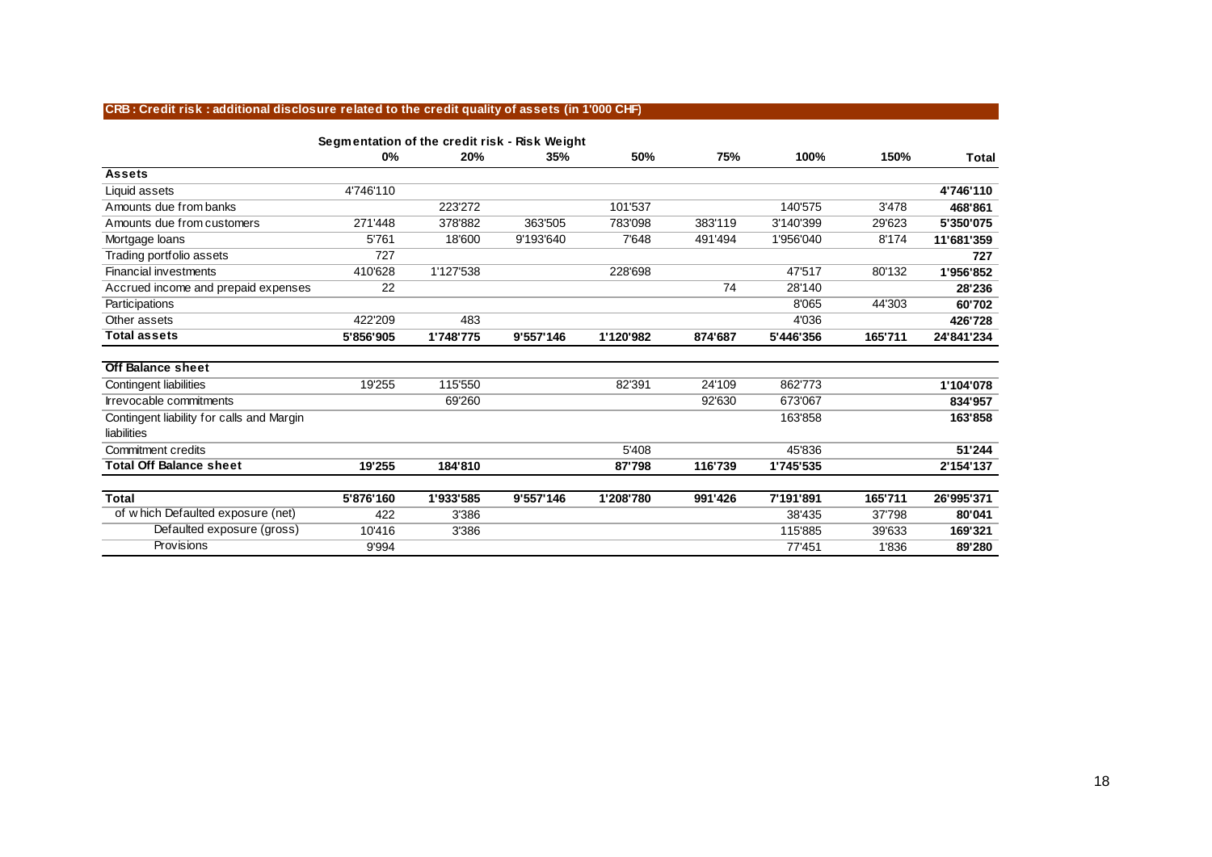## CRB : Credit risk : additional disclosure related to the credit quality of assets (in 1'000 CHF)

| | Segmentation of the credit risk - Risk Weight | | | | | | | |
|---|---|---|---|---|---|---|---|---|
| | 0% | 20% | 35% | 50% | 75% | 100% | 150% | Total |
| **Assets** | | | | | | | | |
| Liquid assets | 4'746'110 | | | | | | | **4'746'110** |
| Amounts due from banks | | 223'272 | | 101'537 | | 140'575 | 3'478 | **468'861** |
| Amounts due from customers | 271'448 | 378'882 | 363'505 | 783'098 | 383'119 | 3'140'399 | 29'623 | **5'350'075** |
| Mortgage loans | 5'761 | 18'600 | 9'193'640 | 7'648 | 491'494 | 1'956'040 | 8'174 | **11'681'359** |
| Trading portfolio assets | 727 | | | | | | | **727** |
| Financial investments | 410'628 | 1'127'538 | | 228'698 | | 47'517 | 80'132 | **1'956'852** |
| Accrued income and prepaid expenses | 22 | | | | 74 | 28'140 | | **28'236** |
| Participations | | | | | | 8'065 | 44'303 | **60'702** |
| Other assets | 422'209 | 483 | | | | 4'036 | | **426'728** |
| **Total assets** | **5'856'905** | **1'748'775** | **9'557'146** | **1'120'982** | **874'687** | **5'446'356** | **165'711** | **24'841'234** |
| **Off Balance sheet** | | | | | | | | |
| Contingent liabilities | 19'255 | 115'550 | | 82'391 | 24'109 | 862'773 | | **1'104'078** |
| Irrevocable commitments | | 69'260 | | | 92'630 | 673'067 | | **834'957** |
| Contingent liability for calls and Margin liabilities | | | | | | 163'858 | | **163'858** |
| Commitment credits | | | | 5'408 | | 45'836 | | **51'244** |
| **Total Off Balance sheet** | **19'255** | **184'810** | | **87'798** | **116'739** | **1'745'535** | | **2'154'137** |
| **Total** | **5'876'160** | **1'933'585** | **9'557'146** | **1'208'780** | **991'426** | **7'191'891** | **165'711** | **26'995'371** |
| of which Defaulted exposure (net) | 422 | 3'386 | | | | 38'435 | 37'798 | **80'041** |
| Defaulted exposure (gross) | 10'416 | 3'386 | | | | 115'885 | 39'633 | **169'321** |
| Provisions | 9'994 | | | | | 77'451 | 1'836 | **89'280** |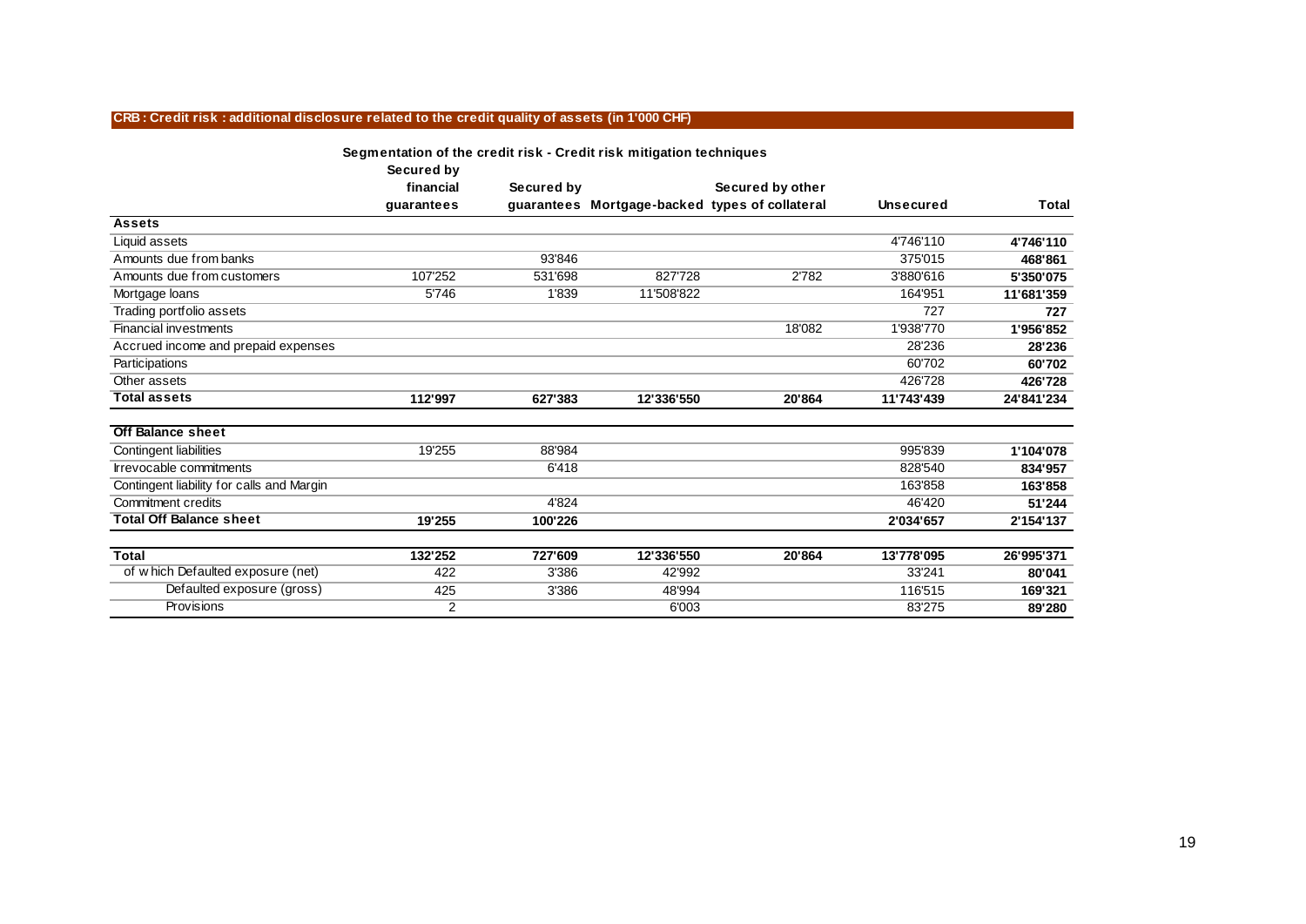## CRB : Credit risk : additional disclosure related to the credit quality of assets (in 1'000 CHF)

**Segmentation of the credit risk - Credit risk mitigation techniques**

| | Secured by financial guarantees | Secured by guarantees | Mortgage-backed | Secured by other types of collateral | Unsecured | Total |
|---|---|---|---|---|---|---|
| **Assets** | | | | | | |
| Liquid assets | | | | | 4'746'110 | **4'746'110** |
| Amounts due from banks | | 93'846 | | | 375'015 | **468'861** |
| Amounts due from customers | 107'252 | 531'698 | 827'728 | 2'782 | 3'880'616 | **5'350'075** |
| Mortgage loans | 5'746 | 1'839 | 11'508'822 | | 164'951 | **11'681'359** |
| Trading portfolio assets | | | | | 727 | **727** |
| Financial investments | | | | 18'082 | 1'938'770 | **1'956'852** |
| Accrued income and prepaid expenses | | | | | 28'236 | **28'236** |
| Participations | | | | | 60'702 | **60'702** |
| Other assets | | | | | 426'728 | **426'728** |
| **Total assets** | **112'997** | **627'383** | **12'336'550** | **20'864** | **11'743'439** | **24'841'234** |
| **Off Balance sheet** | | | | | | |
| Contingent liabilities | 19'255 | 88'984 | | | 995'839 | **1'104'078** |
| Irrevocable commitments | | 6'418 | | | 828'540 | **834'957** |
| Contingent liability for calls and Margin | | | | | 163'858 | **163'858** |
| Commitment credits | | 4'824 | | | 46'420 | **51'244** |
| **Total Off Balance sheet** | **19'255** | **100'226** | | | **2'034'657** | **2'154'137** |
| **Total** | **132'252** | **727'609** | **12'336'550** | **20'864** | **13'778'095** | **26'995'371** |
| of which Defaulted exposure (net) | 422 | 3'386 | 42'992 | | 33'241 | **80'041** |
| Defaulted exposure (gross) | 425 | 3'386 | 48'994 | | 116'515 | **169'321** |
| Provisions | 2 | | 6'003 | | 83'275 | **89'280** |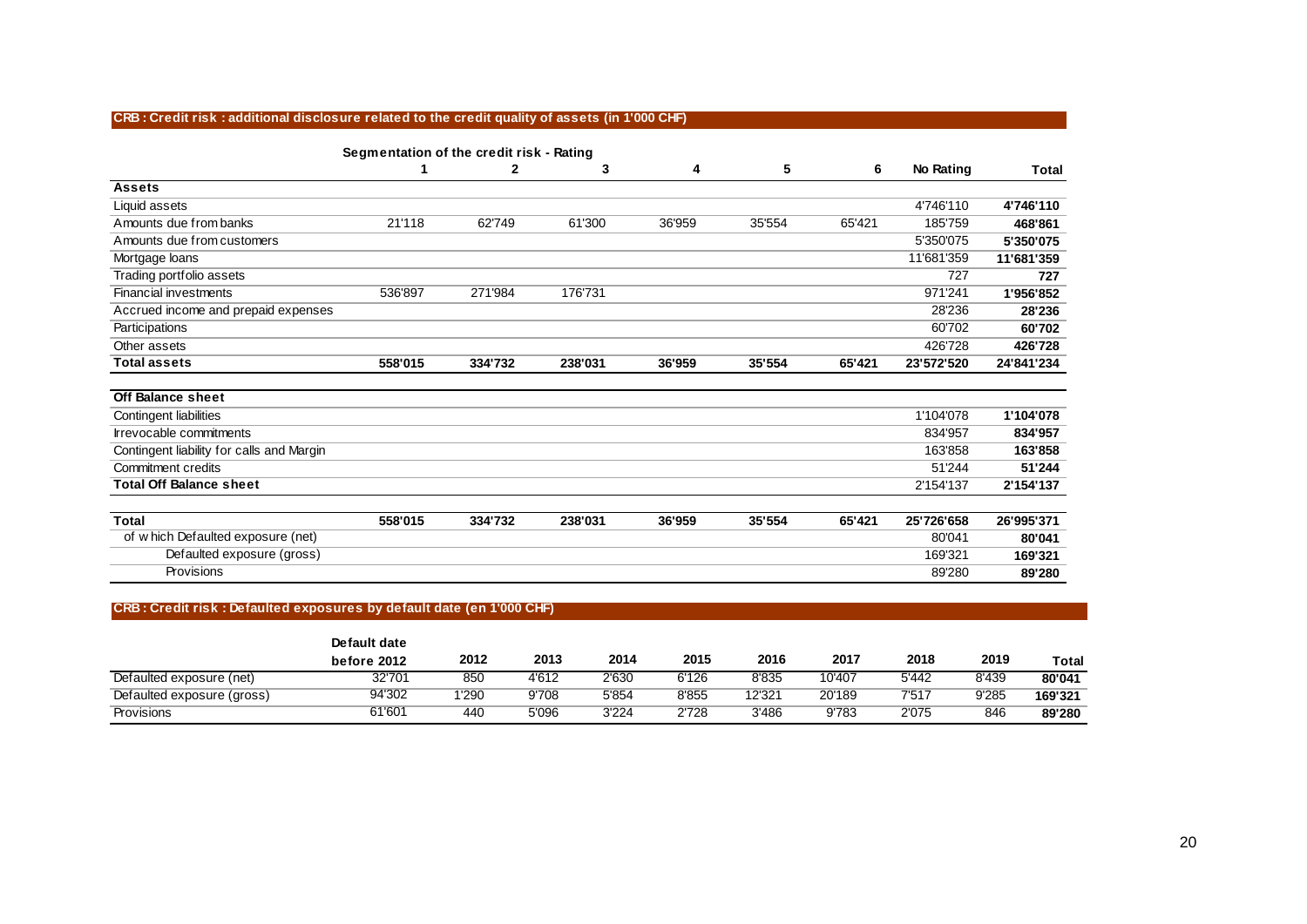## CRB : Credit risk : additional disclosure related to the credit quality of assets (in 1'000 CHF)

| | Segmentation of the credit risk - Rating | | | | | | | |
|---|---|---|---|---|---|---|---|---|
| | 1 | 2 | 3 | 4 | 5 | 6 | No Rating | Total |
| **Assets** | | | | | | | | |
| Liquid assets | | | | | | | 4'746'110 | **4'746'110** |
| Amounts due from banks | 21'118 | 62'749 | 61'300 | 36'959 | 35'554 | 65'421 | 185'759 | **468'861** |
| Amounts due from customers | | | | | | | 5'350'075 | **5'350'075** |
| Mortgage loans | | | | | | | 11'681'359 | **11'681'359** |
| Trading portfolio assets | | | | | | | 727 | **727** |
| Financial investments | 536'897 | 271'984 | 176'731 | | | | 971'241 | **1'956'852** |
| Accrued income and prepaid expenses | | | | | | | 28'236 | **28'236** |
| Participations | | | | | | | 60'702 | **60'702** |
| Other assets | | | | | | | 426'728 | **426'728** |
| **Total assets** | **558'015** | **334'732** | **238'031** | **36'959** | **35'554** | **65'421** | **23'572'520** | **24'841'234** |
| **Off Balance sheet** | | | | | | | | |
| Contingent liabilities | | | | | | | 1'104'078 | **1'104'078** |
| Irrevocable commitments | | | | | | | 834'957 | **834'957** |
| Contingent liability for calls and Margin | | | | | | | 163'858 | **163'858** |
| Commitment credits | | | | | | | 51'244 | **51'244** |
| **Total Off Balance sheet** | | | | | | | 2'154'137 | **2'154'137** |
| **Total** | **558'015** | **334'732** | **238'031** | **36'959** | **35'554** | **65'421** | **25'726'658** | **26'995'371** |
| of which Defaulted exposure (net) | | | | | | | 80'041 | **80'041** |
| Defaulted exposure (gross) | | | | | | | 169'321 | **169'321** |
| Provisions | | | | | | | 89'280 | **89'280** |

## CRB : Credit risk : Defaulted exposures by default date (en 1'000 CHF)

| | Default date before 2012 | 2012 | 2013 | 2014 | 2015 | 2016 | 2017 | 2018 | 2019 | Total |
|---|---|---|---|---|---|---|---|---|---|---|
| Defaulted exposure (net) | 32'701 | 850 | 4'612 | 2'630 | 6'126 | 8'835 | 10'407 | 5'442 | 8'439 | **80'041** |
| Defaulted exposure (gross) | 94'302 | 1'290 | 9'708 | 5'854 | 8'855 | 12'321 | 20'189 | 7'517 | 9'285 | **169'321** |
| Provisions | 61'601 | 440 | 5'096 | 3'224 | 2'728 | 3'486 | 9'783 | 2'075 | 846 | **89'280** |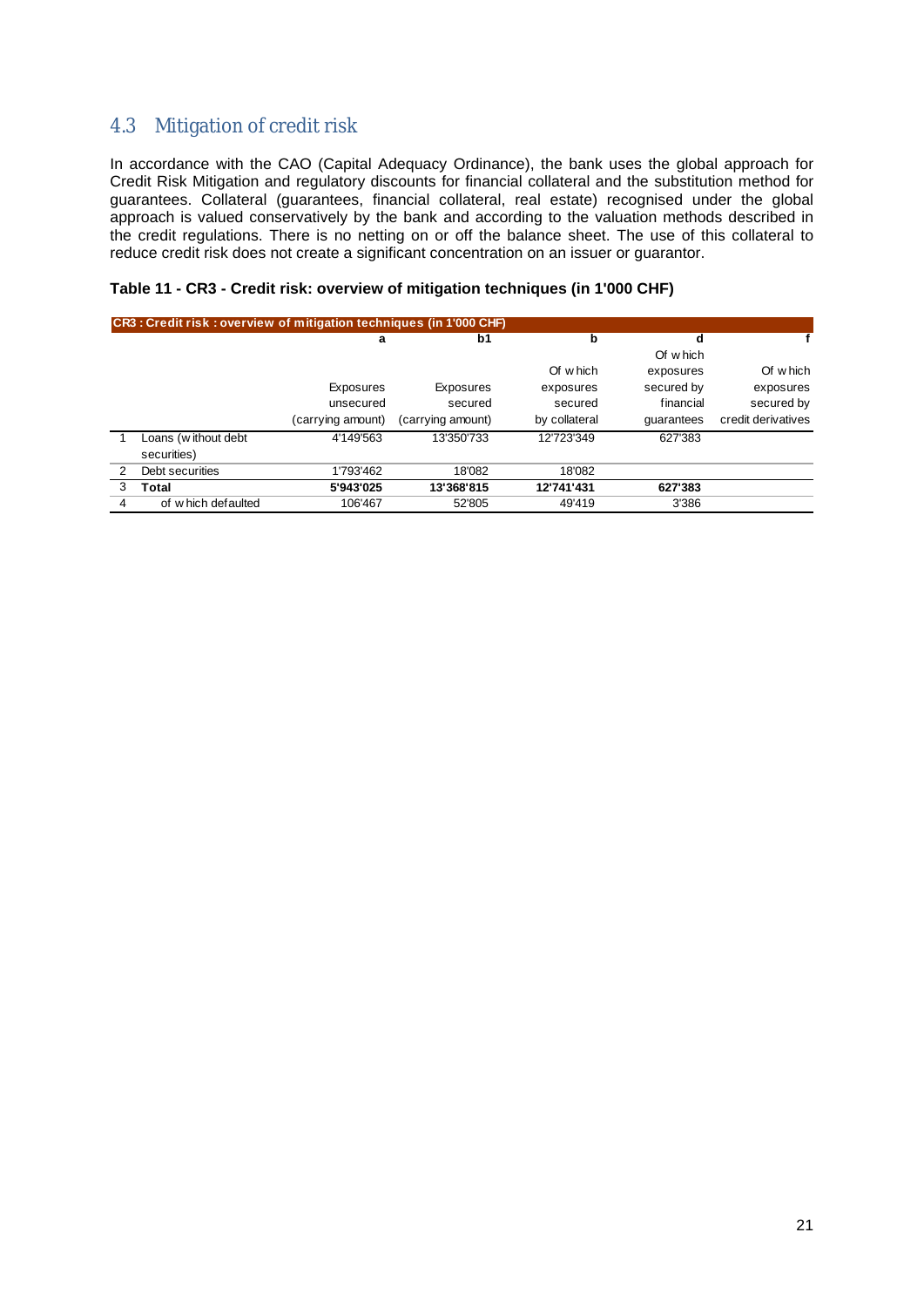## 4.3 Mitigation of credit risk

In accordance with the CAO (Capital Adequacy Ordinance), the bank uses the global approach for Credit Risk Mitigation and regulatory discounts for financial collateral and the substitution method for guarantees. Collateral (guarantees, financial collateral, real estate) recognised under the global approach is valued conservatively by the bank and according to the valuation methods described in the credit regulations. There is no netting on or off the balance sheet. The use of this collateral to reduce credit risk does not create a significant concentration on an issuer or guarantor.

**Table 11 - CR3 - Credit risk: overview of mitigation techniques (in 1'000 CHF)**

| CR3 : Credit risk : overview of mitigation techniques (in 1'000 CHF) | | a | b1 | b | d | f |
|---|---|---|---|---|---|---|
| | | Exposures unsecured (carrying amount) | Exposures secured (carrying amount) | Of which exposures secured by collateral | Of which exposures secured by financial guarantees | Of which exposures secured by credit derivatives |
| 1 | Loans (without debt securities) | 4'149'563 | 13'350'733 | 12'723'349 | 627'383 | |
| 2 | Debt securities | 1'793'462 | 18'082 | 18'082 | | |
| 3 | **Total** | **5'943'025** | **13'368'815** | **12'741'431** | **627'383** | |
| 4 | of which defaulted | 106'467 | 52'805 | 49'419 | 3'386 | |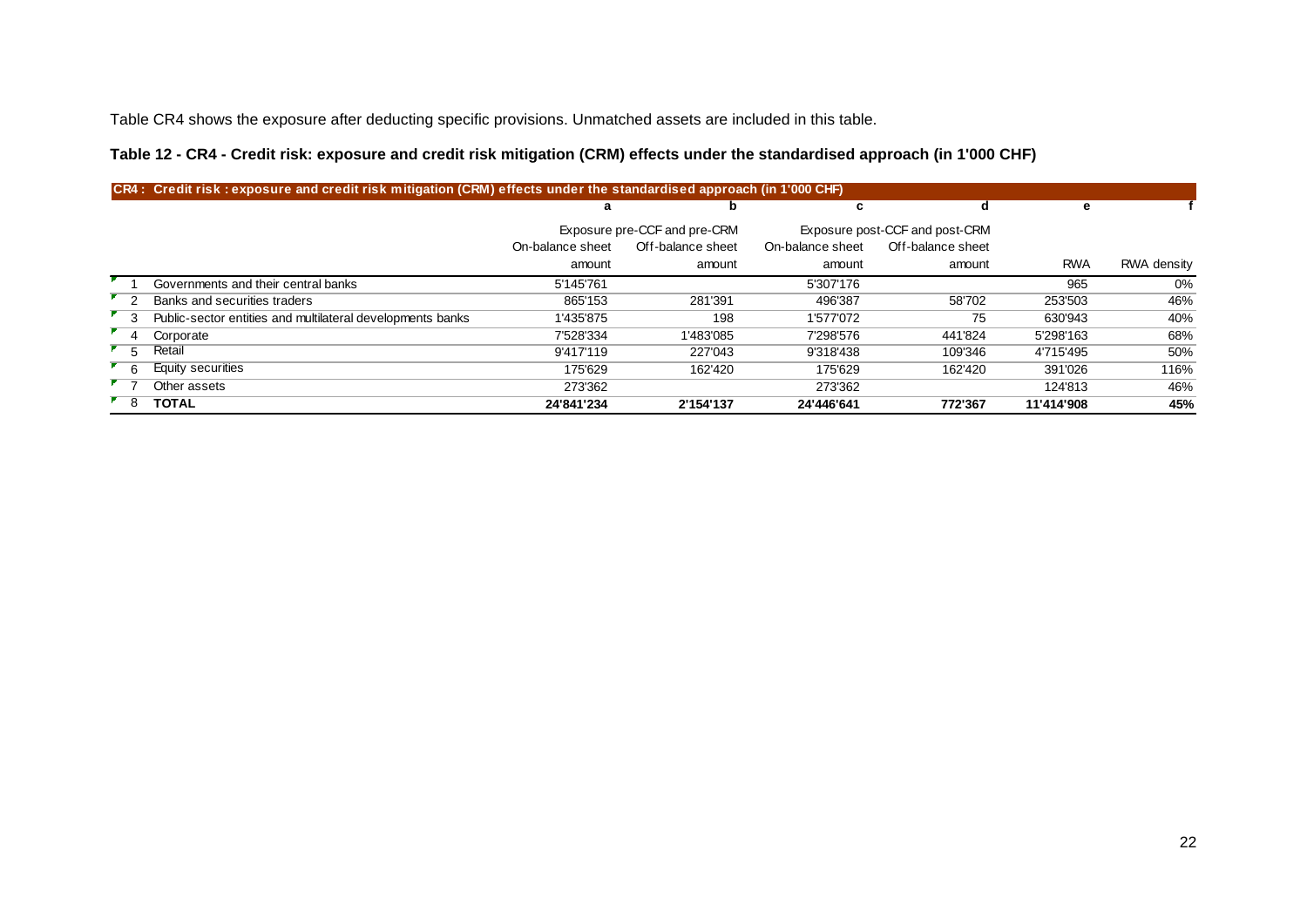Table CR4 shows the exposure after deducting specific provisions. Unmatched assets are included in this table.

**Table 12 - CR4 - Credit risk: exposure and credit risk mitigation (CRM) effects under the standardised approach (in 1'000 CHF)**

| | CR4 : Credit risk : exposure and credit risk mitigation (CRM) effects under the standardised approach (in 1'000 CHF) | a | b | c | d | e | f |
|---|---|---|---|---|---|---|---|
| | | Exposure pre-CCF and pre-CRM | | Exposure post-CCF and post-CRM | | | |
| | | On-balance sheet amount | Off-balance sheet amount | On-balance sheet amount | Off-balance sheet amount | RWA | RWA density |
| 1 | Governments and their central banks | 5'145'761 | | 5'307'176 | | 965 | 0% |
| 2 | Banks and securities traders | 865'153 | 281'391 | 496'387 | 58'702 | 253'503 | 46% |
| 3 | Public-sector entities and multilateral developments banks | 1'435'875 | 198 | 1'577'072 | 75 | 630'943 | 40% |
| 4 | Corporate | 7'528'334 | 1'483'085 | 7'298'576 | 441'824 | 5'298'163 | 68% |
| 5 | Retail | 9'417'119 | 227'043 | 9'318'438 | 109'346 | 4'715'495 | 50% |
| 6 | Equity securities | 175'629 | 162'420 | 175'629 | 162'420 | 391'026 | 116% |
| 7 | Other assets | 273'362 | | 273'362 | | 124'813 | 46% |
| 8 | **TOTAL** | **24'841'234** | **2'154'137** | **24'446'641** | **772'367** | **11'414'908** | **45%** |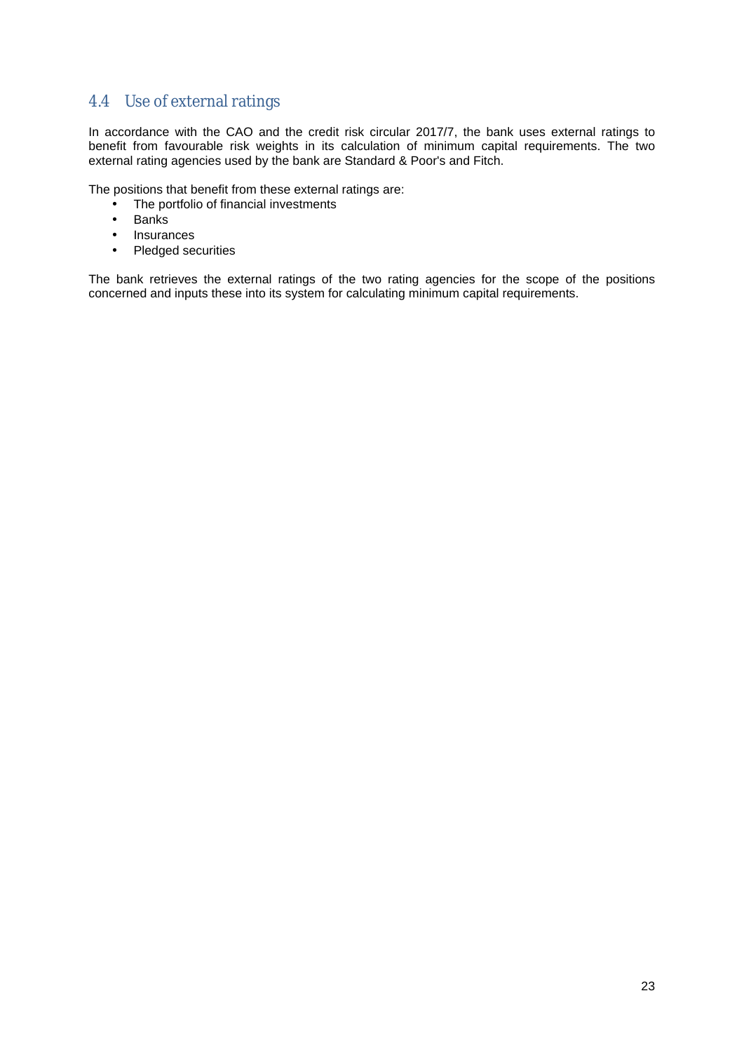## 4.4 Use of external ratings

In accordance with the CAO and the credit risk circular 2017/7, the bank uses external ratings to benefit from favourable risk weights in its calculation of minimum capital requirements. The two external rating agencies used by the bank are Standard & Poor's and Fitch.

The positions that benefit from these external ratings are:

- The portfolio of financial investments
- Banks
- Insurances
- Pledged securities

The bank retrieves the external ratings of the two rating agencies for the scope of the positions concerned and inputs these into its system for calculating minimum capital requirements.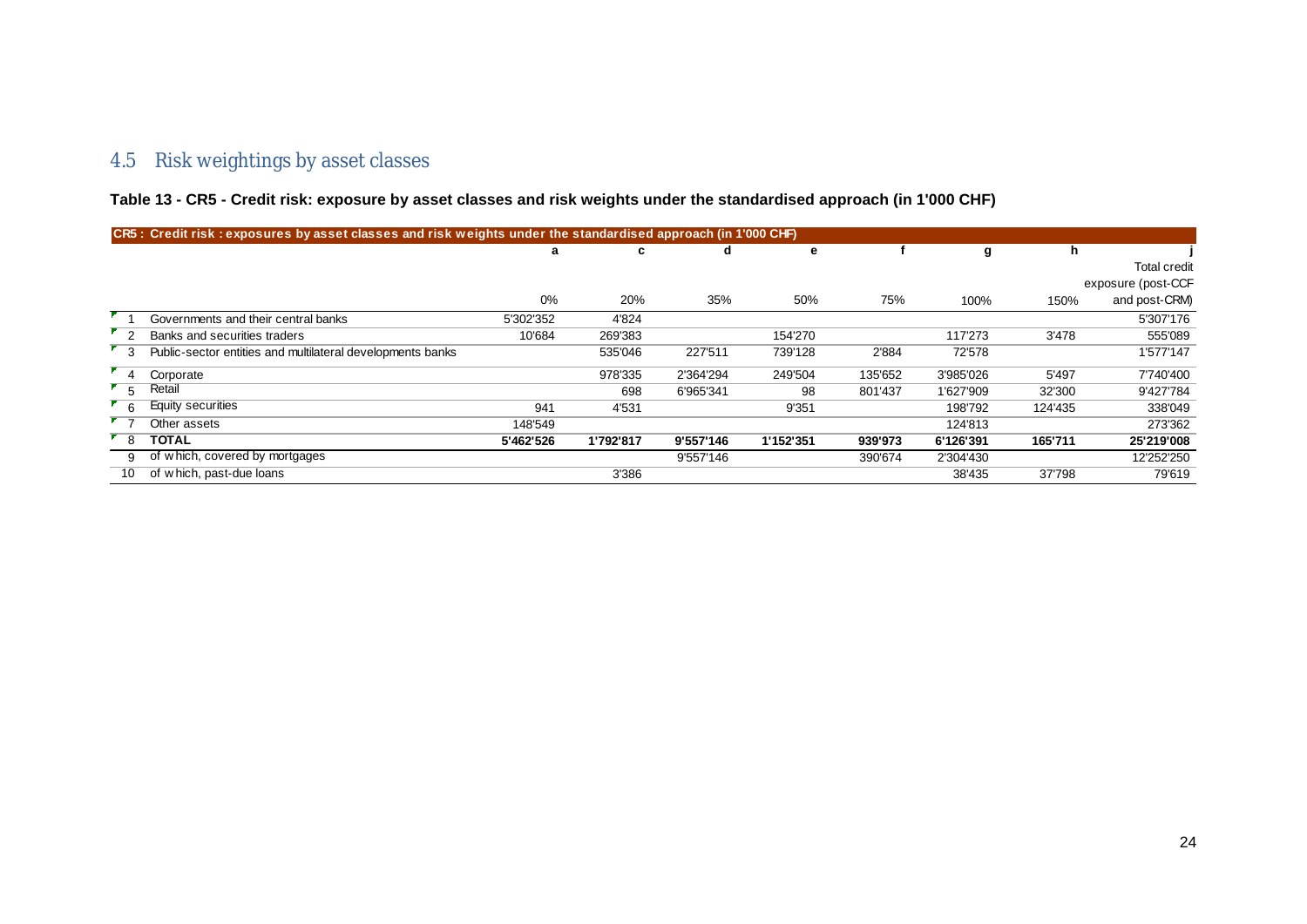## 4.5 Risk weightings by asset classes

**Table 13 - CR5 - Credit risk: exposure by asset classes and risk weights under the standardised approach (in 1'000 CHF)**

| CR5 : Credit risk : exposures by asset classes and risk weights under the standardised approach (in 1'000 CHF) | | | | | | | | | |
|---|---|---|---|---|---|---|---|---|---|
| | | a | c | d | e | f | g | h | j |
| | | 0% | 20% | 35% | 50% | 75% | 100% | 150% | Total credit exposure (post-CCF and post-CRM) |
| 1 | Governments and their central banks | 5'302'352 | 4'824 | | | | | | 5'307'176 |
| 2 | Banks and securities traders | 10'684 | 269'383 | | 154'270 | | 117'273 | 3'478 | 555'089 |
| 3 | Public-sector entities and multilateral developments banks | | 535'046 | 227'511 | 739'128 | 2'884 | 72'578 | | 1'577'147 |
| 4 | Corporate | | 978'335 | 2'364'294 | 249'504 | 135'652 | 3'985'026 | 5'497 | 7'740'400 |
| 5 | Retail | | 698 | 6'965'341 | 98 | 801'437 | 1'627'909 | 32'300 | 9'427'784 |
| 6 | Equity securities | 941 | 4'531 | | 9'351 | | 198'792 | 124'435 | 338'049 |
| 7 | Other assets | 148'549 | | | | | 124'813 | | 273'362 |
| 8 | **TOTAL** | **5'462'526** | **1'792'817** | **9'557'146** | **1'152'351** | **939'973** | **6'126'391** | **165'711** | **25'219'008** |
| 9 | of which, covered by mortgages | | | 9'557'146 | | 390'674 | 2'304'430 | | 12'252'250 |
| 10 | of which, past-due loans | | 3'386 | | | | 38'435 | 37'798 | 79'619 |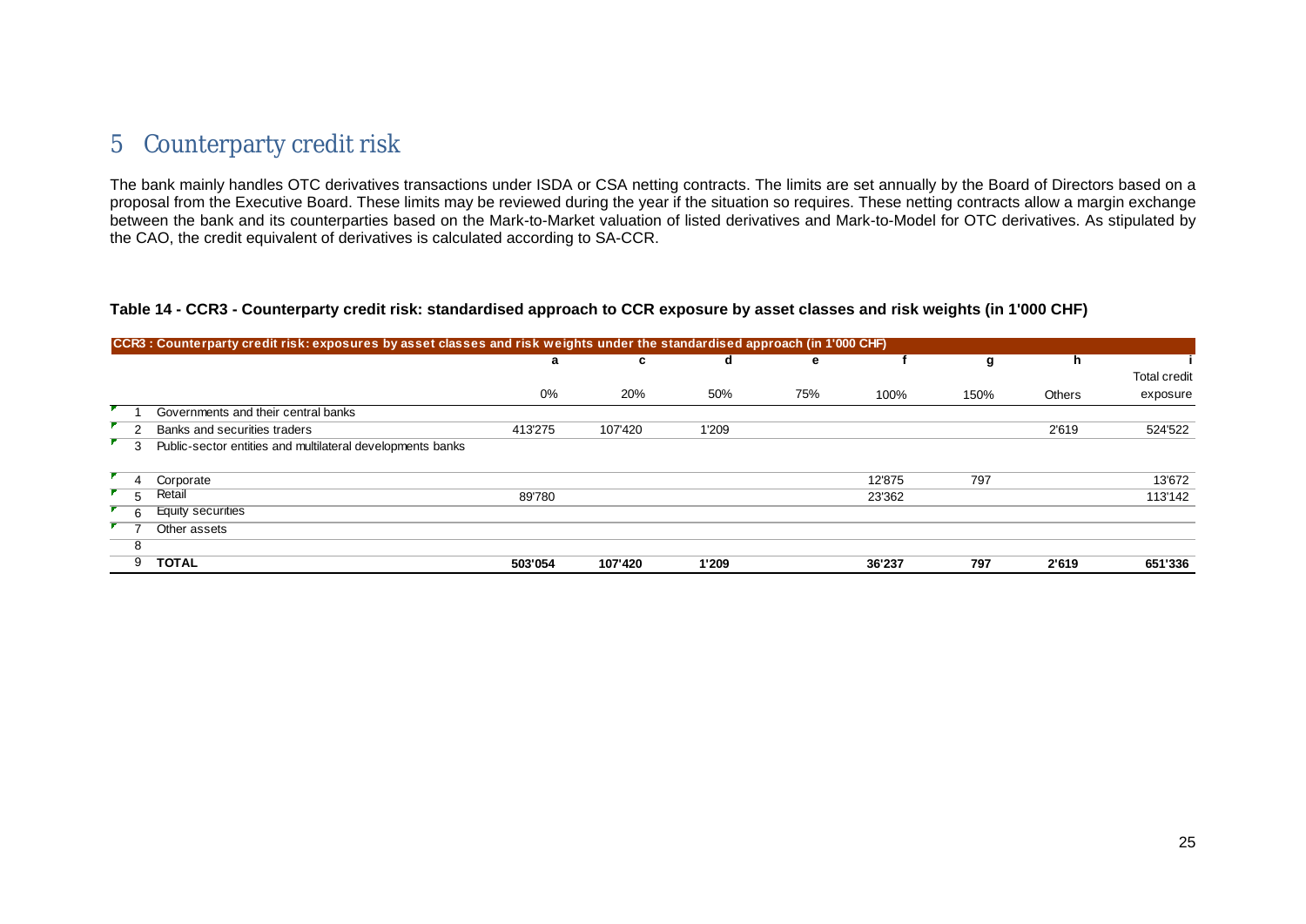# 5 Counterparty credit risk

The bank mainly handles OTC derivatives transactions under ISDA or CSA netting contracts. The limits are set annually by the Board of Directors based on a proposal from the Executive Board. These limits may be reviewed during the year if the situation so requires. These netting contracts allow a margin exchange between the bank and its counterparties based on the Mark-to-Market valuation of listed derivatives and Mark-to-Model for OTC derivatives. As stipulated by the CAO, the credit equivalent of derivatives is calculated according to SA-CCR.

**Table 14 - CCR3 - Counterparty credit risk: standardised approach to CCR exposure by asset classes and risk weights (in 1'000 CHF)**

| CCR3 : Counterparty credit risk: exposures by asset classes and risk weights under the standardised approach (in 1'000 CHF) | | a | c | d | e | f | g | h | i |
|---|---|---|---|---|---|---|---|---|---|
| | | 0% | 20% | 50% | 75% | 100% | 150% | Others | Total credit exposure |
| 1 | Governments and their central banks | | | | | | | | |
| 2 | Banks and securities traders | 413'275 | 107'420 | 1'209 | | | | 2'619 | 524'522 |
| 3 | Public-sector entities and multilateral developments banks | | | | | | | | |
| 4 | Corporate | | | | | 12'875 | 797 | | 13'672 |
| 5 | Retail | 89'780 | | | | 23'362 | | | 113'142 |
| 6 | Equity securities | | | | | | | | |
| 7 | Other assets | | | | | | | | |
| 8 | | | | | | | | | |
| 9 | **TOTAL** | **503'054** | **107'420** | **1'209** | | **36'237** | **797** | **2'619** | **651'336** |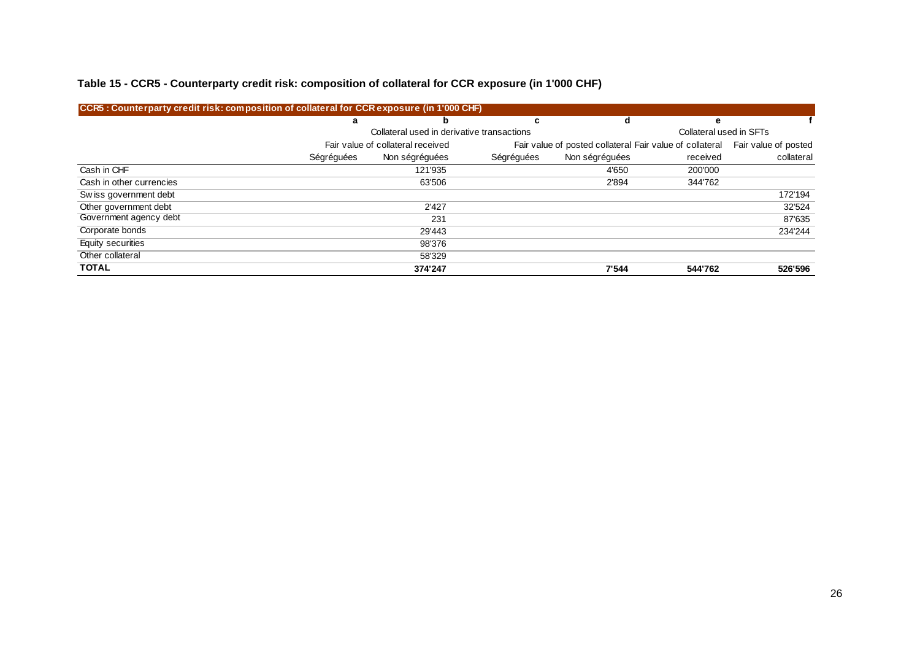**Table 15 - CCR5 - Counterparty credit risk: composition of collateral for CCR exposure (in 1'000 CHF)**

| CCR5 : Counterparty credit risk: composition of collateral for CCR exposure (in 1'000 CHF) | a | b | c | d | e | f |
|---|---|---|---|---|---|---|
| | Collateral used in derivative transactions | | | | Collateral used in SFTs | |
| | Fair value of collateral received | | Fair value of posted collateral | | Fair value of collateral received | Fair value of posted collateral |
| | Ségréguées | Non ségréguées | Ségréguées | Non ségréguées | | |
| Cash in CHF | | 121'935 | | 4'650 | 200'000 | |
| Cash in other currencies | | 63'506 | | 2'894 | 344'762 | |
| Swiss government debt | | | | | | 172'194 |
| Other government debt | | 2'427 | | | | 32'524 |
| Government agency debt | | 231 | | | | 87'635 |
| Corporate bonds | | 29'443 | | | | 234'244 |
| Equity securities | | 98'376 | | | | |
| Other collateral | | 58'329 | | | | |
| **TOTAL** | | **374'247** | | **7'544** | **544'762** | **526'596** |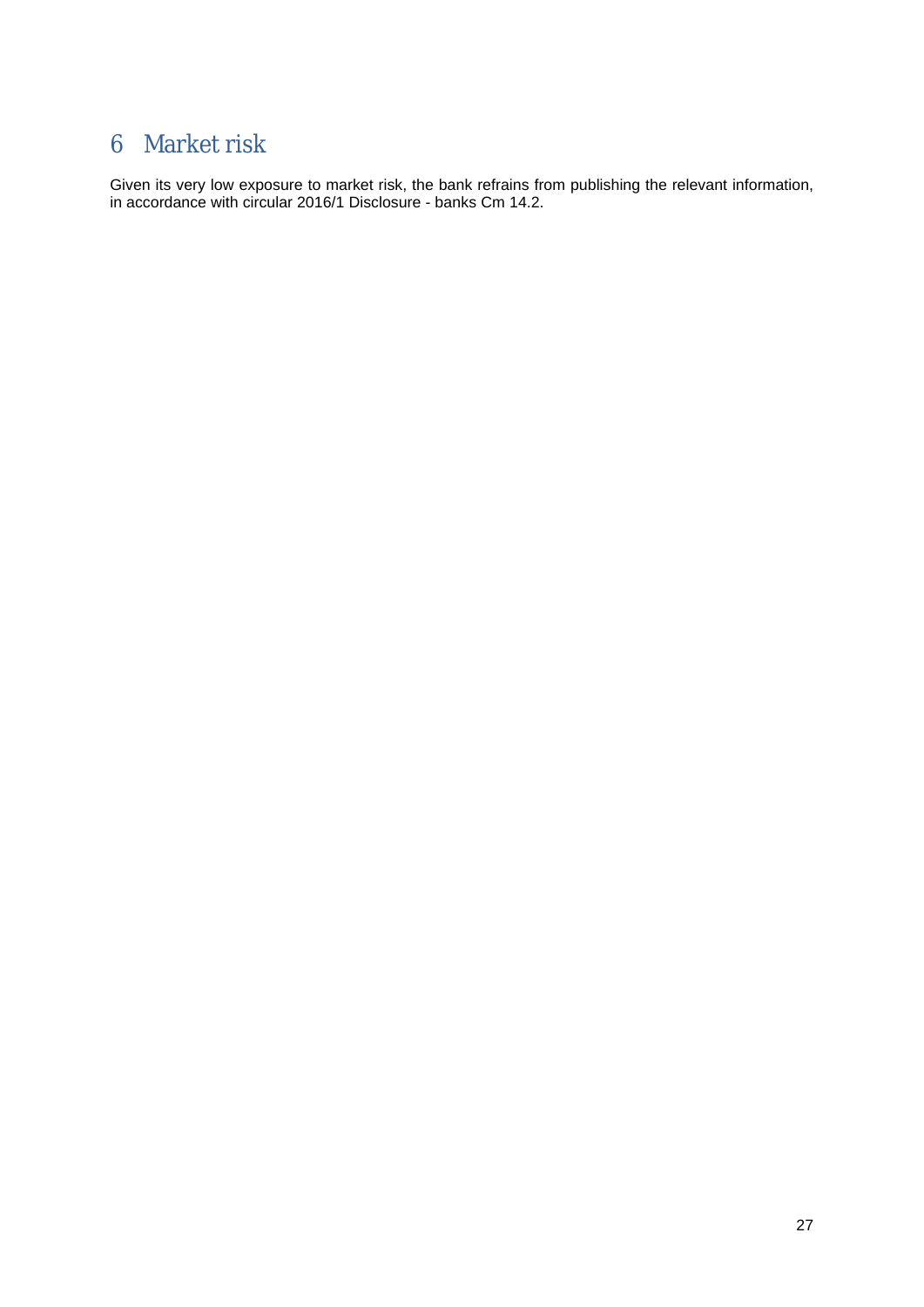# 6 Market risk

Given its very low exposure to market risk, the bank refrains from publishing the relevant information, in accordance with circular 2016/1 Disclosure - banks Cm 14.2.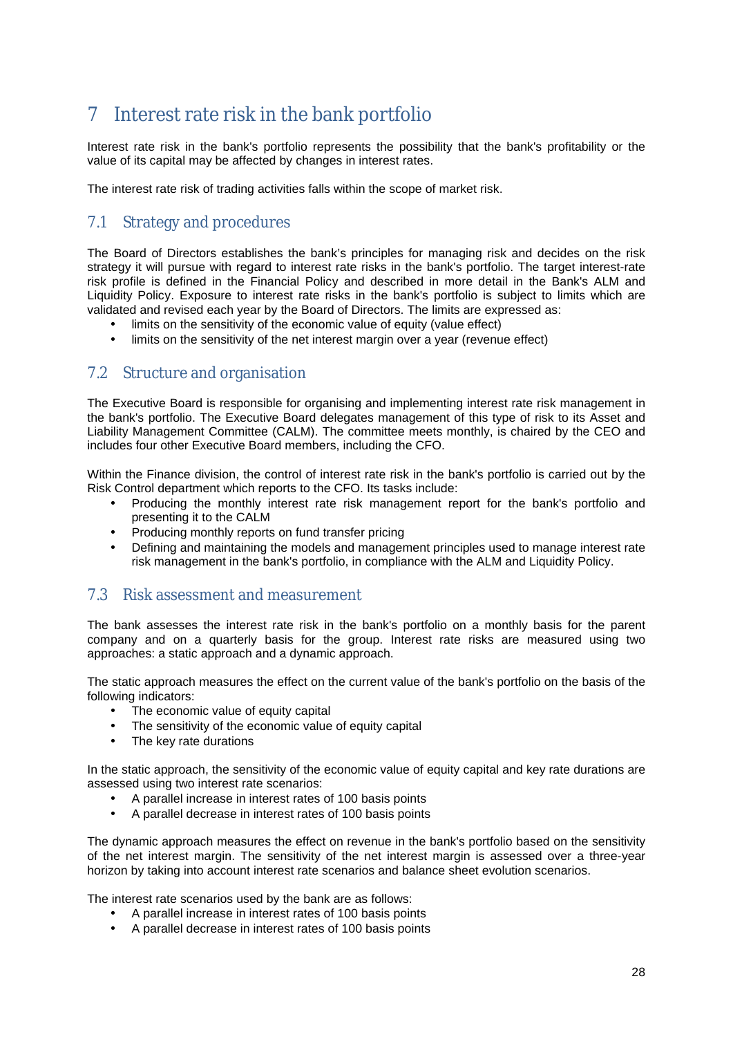# 7 Interest rate risk in the bank portfolio

Interest rate risk in the bank's portfolio represents the possibility that the bank's profitability or the value of its capital may be affected by changes in interest rates.

The interest rate risk of trading activities falls within the scope of market risk.

## 7.1 Strategy and procedures

The Board of Directors establishes the bank's principles for managing risk and decides on the risk strategy it will pursue with regard to interest rate risks in the bank's portfolio. The target interest-rate risk profile is defined in the Financial Policy and described in more detail in the Bank's ALM and Liquidity Policy. Exposure to interest rate risks in the bank's portfolio is subject to limits which are validated and revised each year by the Board of Directors. The limits are expressed as:

- limits on the sensitivity of the economic value of equity (value effect)
- limits on the sensitivity of the net interest margin over a year (revenue effect)

## 7.2 Structure and organisation

The Executive Board is responsible for organising and implementing interest rate risk management in the bank's portfolio. The Executive Board delegates management of this type of risk to its Asset and Liability Management Committee (CALM). The committee meets monthly, is chaired by the CEO and includes four other Executive Board members, including the CFO.

Within the Finance division, the control of interest rate risk in the bank's portfolio is carried out by the Risk Control department which reports to the CFO. Its tasks include:

- Producing the monthly interest rate risk management report for the bank's portfolio and presenting it to the CALM
- Producing monthly reports on fund transfer pricing
- Defining and maintaining the models and management principles used to manage interest rate risk management in the bank's portfolio, in compliance with the ALM and Liquidity Policy.

## 7.3 Risk assessment and measurement

The bank assesses the interest rate risk in the bank's portfolio on a monthly basis for the parent company and on a quarterly basis for the group. Interest rate risks are measured using two approaches: a static approach and a dynamic approach.

The static approach measures the effect on the current value of the bank's portfolio on the basis of the following indicators:

- The economic value of equity capital
- The sensitivity of the economic value of equity capital
- The key rate durations

In the static approach, the sensitivity of the economic value of equity capital and key rate durations are assessed using two interest rate scenarios:

- A parallel increase in interest rates of 100 basis points
- A parallel decrease in interest rates of 100 basis points

The dynamic approach measures the effect on revenue in the bank's portfolio based on the sensitivity of the net interest margin. The sensitivity of the net interest margin is assessed over a three-year horizon by taking into account interest rate scenarios and balance sheet evolution scenarios.

The interest rate scenarios used by the bank are as follows:

- A parallel increase in interest rates of 100 basis points
- A parallel decrease in interest rates of 100 basis points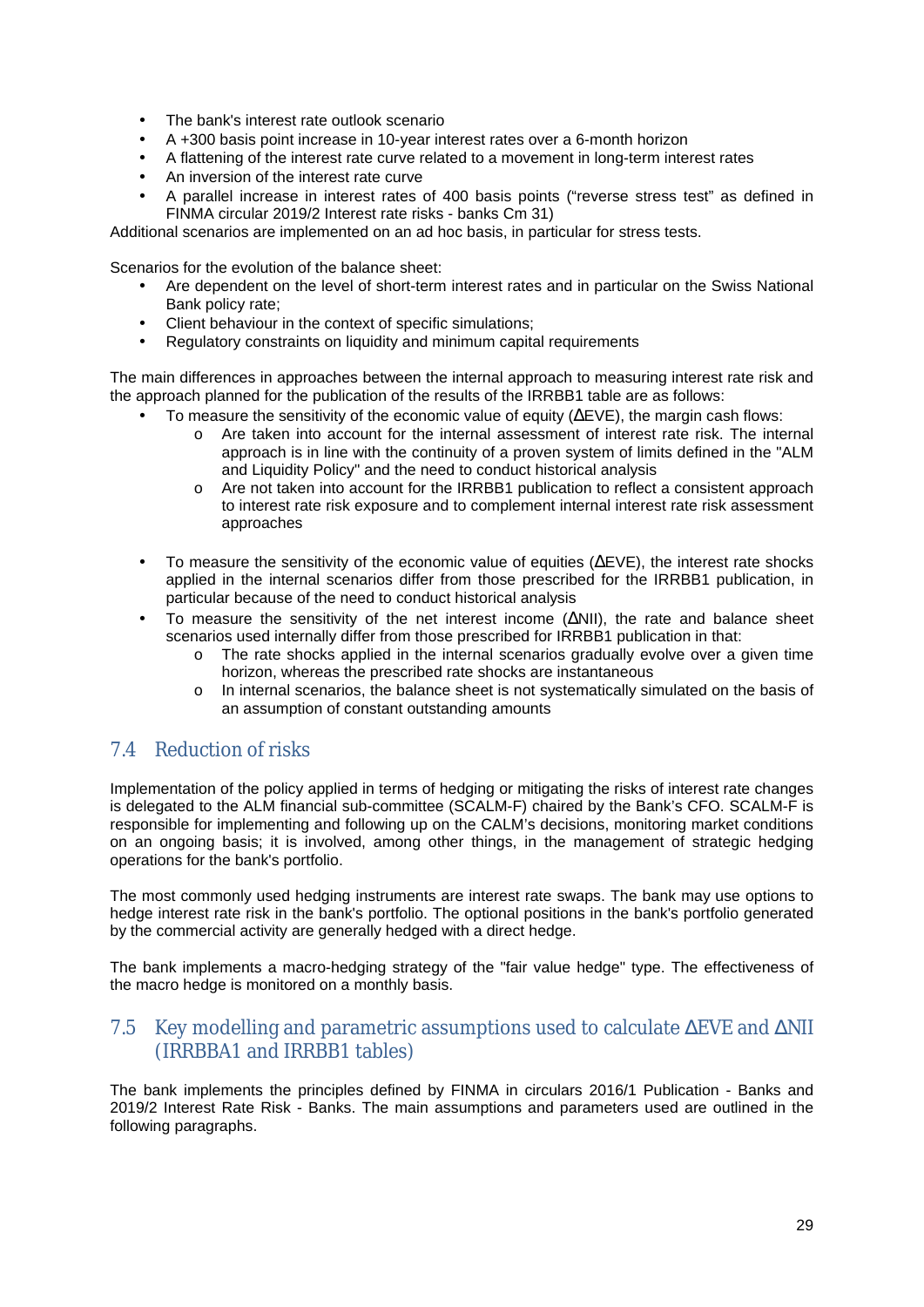- The bank's interest rate outlook scenario
- A +300 basis point increase in 10-year interest rates over a 6-month horizon
- A flattening of the interest rate curve related to a movement in long-term interest rates
- An inversion of the interest rate curve
- A parallel increase in interest rates of 400 basis points ("reverse stress test" as defined in FINMA circular 2019/2 Interest rate risks - banks Cm 31)

Additional scenarios are implemented on an ad hoc basis, in particular for stress tests.

Scenarios for the evolution of the balance sheet:

- Are dependent on the level of short-term interest rates and in particular on the Swiss National Bank policy rate;
- Client behaviour in the context of specific simulations;
- Regulatory constraints on liquidity and minimum capital requirements

The main differences in approaches between the internal approach to measuring interest rate risk and the approach planned for the publication of the results of the IRRBB1 table are as follows:

- To measure the sensitivity of the economic value of equity (ΔEVE), the margin cash flows:
  - Are taken into account for the internal assessment of interest rate risk. The internal approach is in line with the continuity of a proven system of limits defined in the "ALM and Liquidity Policy" and the need to conduct historical analysis
  - Are not taken into account for the IRRBB1 publication to reflect a consistent approach to interest rate risk exposure and to complement internal interest rate risk assessment approaches

- To measure the sensitivity of the economic value of equities (ΔEVE), the interest rate shocks applied in the internal scenarios differ from those prescribed for the IRRBB1 publication, in particular because of the need to conduct historical analysis
- To measure the sensitivity of the net interest income (ΔNII), the rate and balance sheet scenarios used internally differ from those prescribed for IRRBB1 publication in that:
  - The rate shocks applied in the internal scenarios gradually evolve over a given time horizon, whereas the prescribed rate shocks are instantaneous
  - In internal scenarios, the balance sheet is not systematically simulated on the basis of an assumption of constant outstanding amounts

## 7.4 Reduction of risks

Implementation of the policy applied in terms of hedging or mitigating the risks of interest rate changes is delegated to the ALM financial sub-committee (SCALM-F) chaired by the Bank's CFO. SCALM-F is responsible for implementing and following up on the CALM's decisions, monitoring market conditions on an ongoing basis; it is involved, among other things, in the management of strategic hedging operations for the bank's portfolio.

The most commonly used hedging instruments are interest rate swaps. The bank may use options to hedge interest rate risk in the bank's portfolio. The optional positions in the bank's portfolio generated by the commercial activity are generally hedged with a direct hedge.

The bank implements a macro-hedging strategy of the "fair value hedge" type. The effectiveness of the macro hedge is monitored on a monthly basis.

## 7.5 Key modelling and parametric assumptions used to calculate ΔEVE and ΔNII (IRRBBA1 and IRRBB1 tables)

The bank implements the principles defined by FINMA in circulars 2016/1 Publication - Banks and 2019/2 Interest Rate Risk - Banks. The main assumptions and parameters used are outlined in the following paragraphs.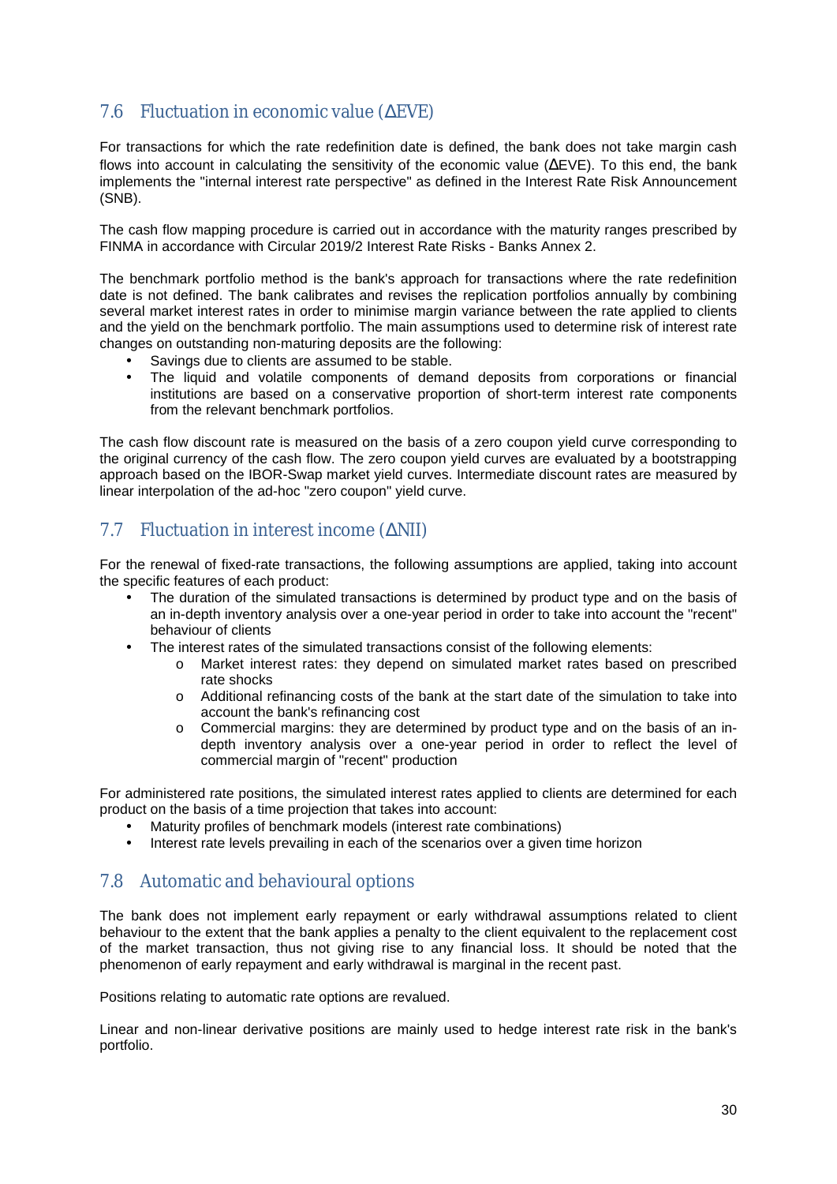## 7.6 Fluctuation in economic value (ΔEVE)

For transactions for which the rate redefinition date is defined, the bank does not take margin cash flows into account in calculating the sensitivity of the economic value (ΔEVE). To this end, the bank implements the "internal interest rate perspective" as defined in the Interest Rate Risk Announcement (SNB).

The cash flow mapping procedure is carried out in accordance with the maturity ranges prescribed by FINMA in accordance with Circular 2019/2 Interest Rate Risks - Banks Annex 2.

The benchmark portfolio method is the bank's approach for transactions where the rate redefinition date is not defined. The bank calibrates and revises the replication portfolios annually by combining several market interest rates in order to minimise margin variance between the rate applied to clients and the yield on the benchmark portfolio. The main assumptions used to determine risk of interest rate changes on outstanding non-maturing deposits are the following:

- Savings due to clients are assumed to be stable.
- The liquid and volatile components of demand deposits from corporations or financial institutions are based on a conservative proportion of short-term interest rate components from the relevant benchmark portfolios.

The cash flow discount rate is measured on the basis of a zero coupon yield curve corresponding to the original currency of the cash flow. The zero coupon yield curves are evaluated by a bootstrapping approach based on the IBOR-Swap market yield curves. Intermediate discount rates are measured by linear interpolation of the ad-hoc "zero coupon" yield curve.

## 7.7 Fluctuation in interest income (ΔNII)

For the renewal of fixed-rate transactions, the following assumptions are applied, taking into account the specific features of each product:

- The duration of the simulated transactions is determined by product type and on the basis of an in-depth inventory analysis over a one-year period in order to take into account the "recent" behaviour of clients
- The interest rates of the simulated transactions consist of the following elements:
  - Market interest rates: they depend on simulated market rates based on prescribed rate shocks
  - Additional refinancing costs of the bank at the start date of the simulation to take into account the bank's refinancing cost
  - Commercial margins: they are determined by product type and on the basis of an in-depth inventory analysis over a one-year period in order to reflect the level of commercial margin of "recent" production

For administered rate positions, the simulated interest rates applied to clients are determined for each product on the basis of a time projection that takes into account:

- Maturity profiles of benchmark models (interest rate combinations)
- Interest rate levels prevailing in each of the scenarios over a given time horizon

## 7.8 Automatic and behavioural options

The bank does not implement early repayment or early withdrawal assumptions related to client behaviour to the extent that the bank applies a penalty to the client equivalent to the replacement cost of the market transaction, thus not giving rise to any financial loss. It should be noted that the phenomenon of early repayment and early withdrawal is marginal in the recent past.

Positions relating to automatic rate options are revalued.

Linear and non-linear derivative positions are mainly used to hedge interest rate risk in the bank's portfolio.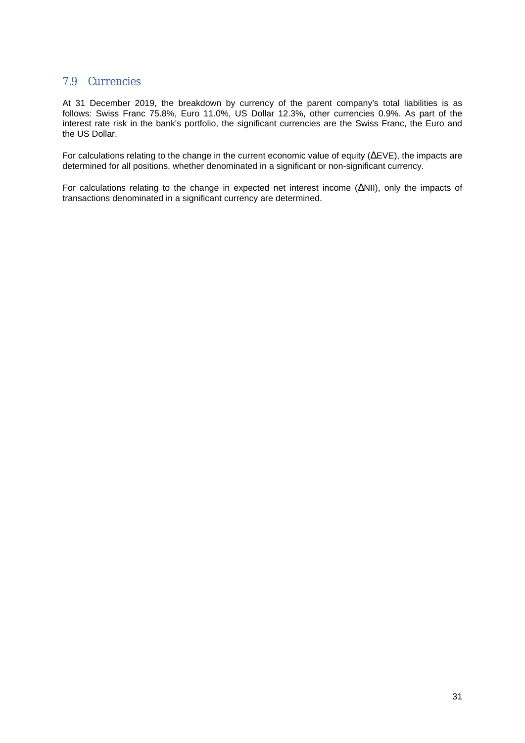## 7.9 Currencies

At 31 December 2019, the breakdown by currency of the parent company's total liabilities is as follows: Swiss Franc 75.8%, Euro 11.0%, US Dollar 12.3%, other currencies 0.9%. As part of the interest rate risk in the bank's portfolio, the significant currencies are the Swiss Franc, the Euro and the US Dollar.

For calculations relating to the change in the current economic value of equity (ΔEVE), the impacts are determined for all positions, whether denominated in a significant or non-significant currency.

For calculations relating to the change in expected net interest income (ΔNII), only the impacts of transactions denominated in a significant currency are determined.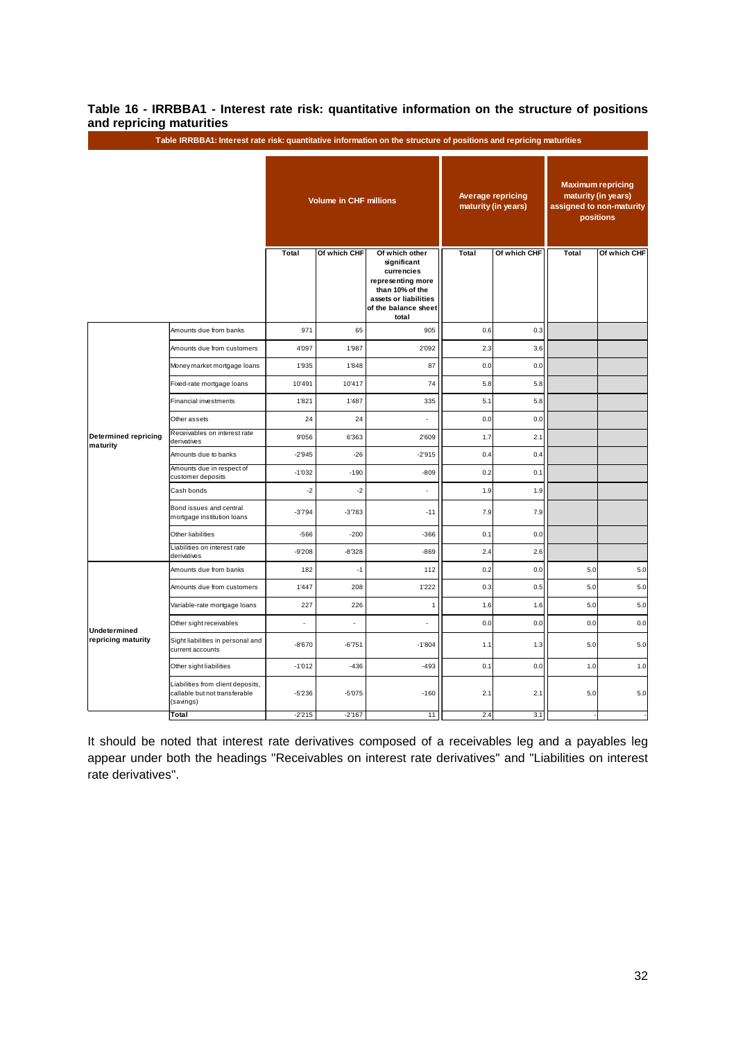### Table 16 - IRRBBA1 - Interest rate risk: quantitative information on the structure of positions and repricing maturities

| Table IRRBBA1: Interest rate risk: quantitative information on the structure of positions and repricing maturities | | | | | | | | |
|---|---|---|---|---|---|---|---|---|
| | | Volume in CHF millions | | | Average repricing maturity (in years) | | Maximum repricing maturity (in years) assigned to non-maturity positions | |
| | | Total | Of which CHF | Of which other significant currencies representing more than 10% of the assets or liabilities of the balance sheet total | Total | Of which CHF | Total | Of which CHF |
| Determined repricing maturity | Amounts due from banks | 971 | 65 | 905 | 0.6 | 0.3 | | |
| | Amounts due from customers | 4'097 | 1'987 | 2'092 | 2.3 | 3.6 | | |
| | Money market mortgage loans | 1'935 | 1'848 | 87 | 0.0 | 0.0 | | |
| | Fixed-rate mortgage loans | 10'491 | 10'417 | 74 | 5.8 | 5.8 | | |
| | Financial investments | 1'821 | 1'487 | 335 | 5.1 | 5.8 | | |
| | Other assets | 24 | 24 | - | 0.0 | 0.0 | | |
| | Receivables on interest rate derivatives | 9'056 | 6'363 | 2'609 | 1.7 | 2.1 | | |
| | Amounts due to banks | -2'945 | -26 | -2'915 | 0.4 | 0.4 | | |
| | Amounts due in respect of customer deposits | -1'032 | -190 | -809 | 0.2 | 0.1 | | |
| | Cash bonds | -2 | -2 | - | 1.9 | 1.9 | | |
| | Bond issues and central mortgage institution loans | -3'794 | -3'783 | -11 | 7.9 | 7.9 | | |
| | Other liabilities | -566 | -200 | -366 | 0.1 | 0.0 | | |
| | Liabilities on interest rate derivatives | -9'208 | -8'328 | -869 | 2.4 | 2.6 | | |
| Undetermined repricing maturity | Amounts due from banks | 182 | -1 | 112 | 0.2 | 0.0 | 5.0 | 5.0 |
| | Amounts due from customers | 1'447 | 208 | 1'222 | 0.3 | 0.5 | 5.0 | 5.0 |
| | Variable-rate mortgage loans | 227 | 226 | 1 | 1.6 | 1.6 | 5.0 | 5.0 |
| | Other sight receivables | - | - | - | 0.0 | 0.0 | 0.0 | 0.0 |
| | Sight liabilities in personal and current accounts | -8'670 | -6'751 | -1'804 | 1.1 | 1.3 | 5.0 | 5.0 |
| | Other sight liabilities | -1'012 | -436 | -493 | 0.1 | 0.0 | 1.0 | 1.0 |
| | Liabilities from client deposits, callable but not transferable (savings) | -5'236 | -5'075 | -160 | 2.1 | 2.1 | 5.0 | 5.0 |
| | Total | -2'215 | -2'167 | 11 | 2.4 | 3.1 | - | - |

It should be noted that interest rate derivatives composed of a receivables leg and a payables leg appear under both the headings "Receivables on interest rate derivatives" and "Liabilities on interest rate derivatives".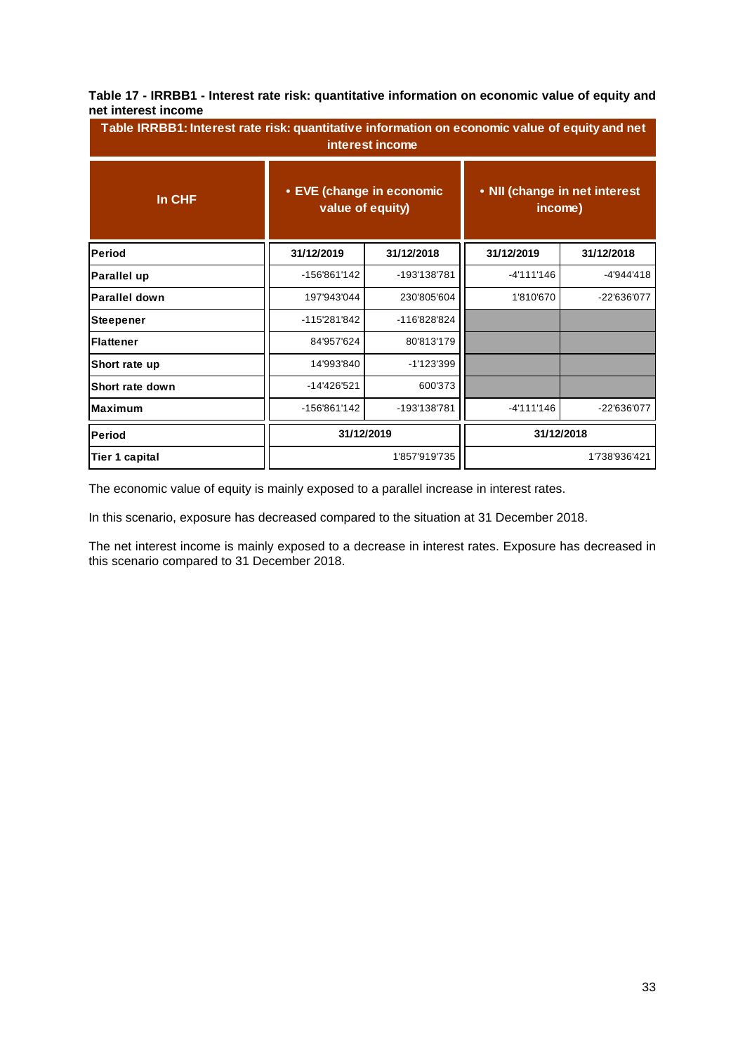**Table 17 - IRRBB1 - Interest rate risk: quantitative information on economic value of equity and net interest income**

| Table IRRBB1: Interest rate risk: quantitative information on economic value of equity and net interest income | | | | |
|---|---|---|---|---|
| **In CHF** | **• EVE (change in economic value of equity)** | | **• NII (change in net interest income)** | |
| **Period** | **31/12/2019** | **31/12/2018** | **31/12/2019** | **31/12/2018** |
| **Parallel up** | -156'861'142 | -193'138'781 | -4'111'146 | -4'944'418 |
| **Parallel down** | 197'943'044 | 230'805'604 | 1'810'670 | -22'636'077 |
| **Steepener** | -115'281'842 | -116'828'824 | | |
| **Flattener** | 84'957'624 | 80'813'179 | | |
| **Short rate up** | 14'993'840 | -1'123'399 | | |
| **Short rate down** | -14'426'521 | 600'373 | | |
| **Maximum** | -156'861'142 | -193'138'781 | -4'111'146 | -22'636'077 |
| **Period** | **31/12/2019** | | **31/12/2018** | |
| **Tier 1 capital** | 1'857'919'735 | | 1'738'936'421 | |

The economic value of equity is mainly exposed to a parallel increase in interest rates.

In this scenario, exposure has decreased compared to the situation at 31 December 2018.

The net interest income is mainly exposed to a decrease in interest rates. Exposure has decreased in this scenario compared to 31 December 2018.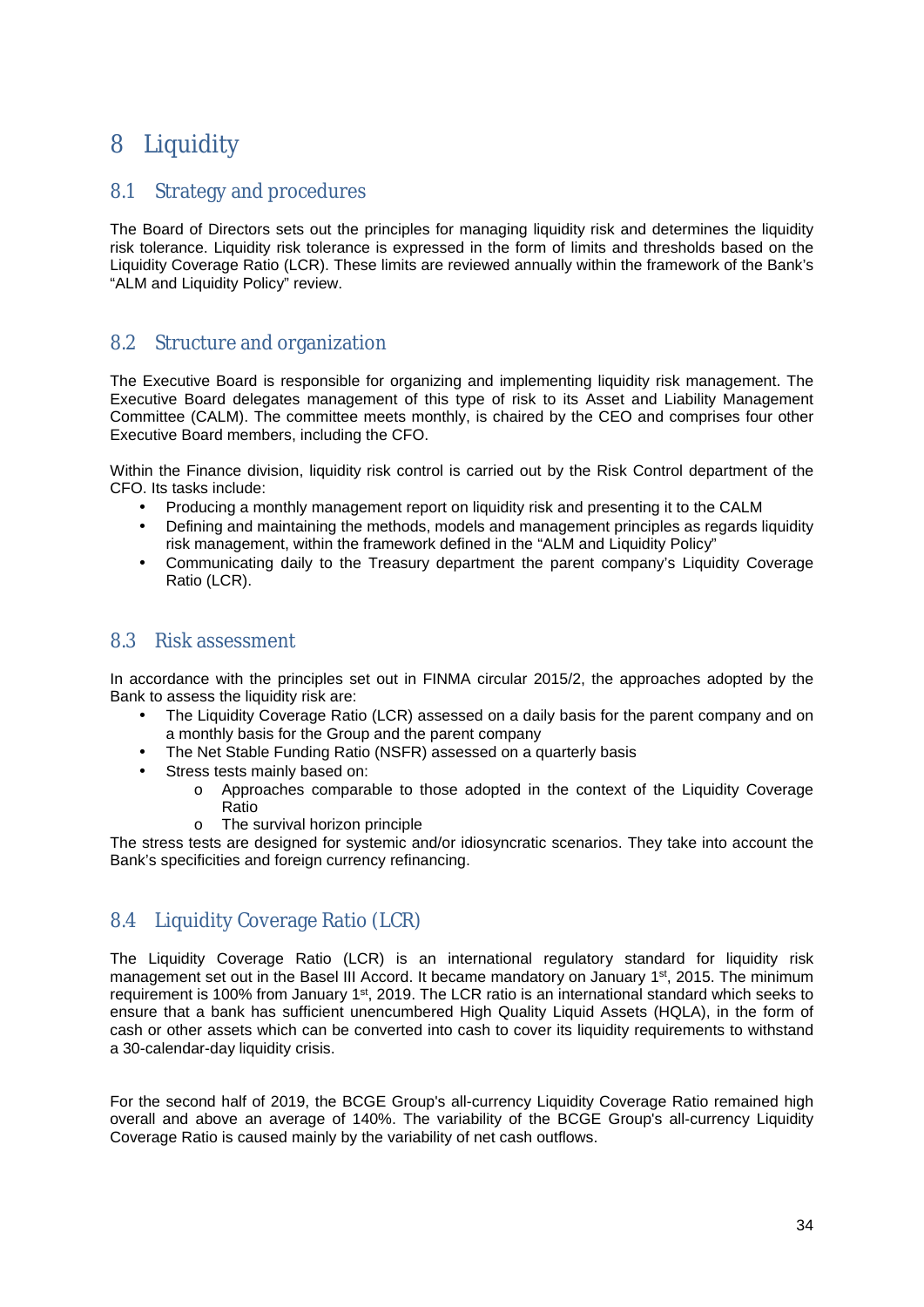# 8 Liquidity

## 8.1 Strategy and procedures

The Board of Directors sets out the principles for managing liquidity risk and determines the liquidity risk tolerance. Liquidity risk tolerance is expressed in the form of limits and thresholds based on the Liquidity Coverage Ratio (LCR). These limits are reviewed annually within the framework of the Bank's "ALM and Liquidity Policy" review.

## 8.2 Structure and organization

The Executive Board is responsible for organizing and implementing liquidity risk management. The Executive Board delegates management of this type of risk to its Asset and Liability Management Committee (CALM). The committee meets monthly, is chaired by the CEO and comprises four other Executive Board members, including the CFO.

Within the Finance division, liquidity risk control is carried out by the Risk Control department of the CFO. Its tasks include:

- Producing a monthly management report on liquidity risk and presenting it to the CALM
- Defining and maintaining the methods, models and management principles as regards liquidity risk management, within the framework defined in the "ALM and Liquidity Policy"
- Communicating daily to the Treasury department the parent company's Liquidity Coverage Ratio (LCR).

## 8.3 Risk assessment

In accordance with the principles set out in FINMA circular 2015/2, the approaches adopted by the Bank to assess the liquidity risk are:

- The Liquidity Coverage Ratio (LCR) assessed on a daily basis for the parent company and on a monthly basis for the Group and the parent company
- The Net Stable Funding Ratio (NSFR) assessed on a quarterly basis
- Stress tests mainly based on:
  - Approaches comparable to those adopted in the context of the Liquidity Coverage Ratio
  - The survival horizon principle

The stress tests are designed for systemic and/or idiosyncratic scenarios. They take into account the Bank's specificities and foreign currency refinancing.

## 8.4 Liquidity Coverage Ratio (LCR)

The Liquidity Coverage Ratio (LCR) is an international regulatory standard for liquidity risk management set out in the Basel III Accord. It became mandatory on January 1st, 2015. The minimum requirement is 100% from January 1st, 2019. The LCR ratio is an international standard which seeks to ensure that a bank has sufficient unencumbered High Quality Liquid Assets (HQLA), in the form of cash or other assets which can be converted into cash to cover its liquidity requirements to withstand a 30-calendar-day liquidity crisis.

For the second half of 2019, the BCGE Group's all-currency Liquidity Coverage Ratio remained high overall and above an average of 140%. The variability of the BCGE Group's all-currency Liquidity Coverage Ratio is caused mainly by the variability of net cash outflows.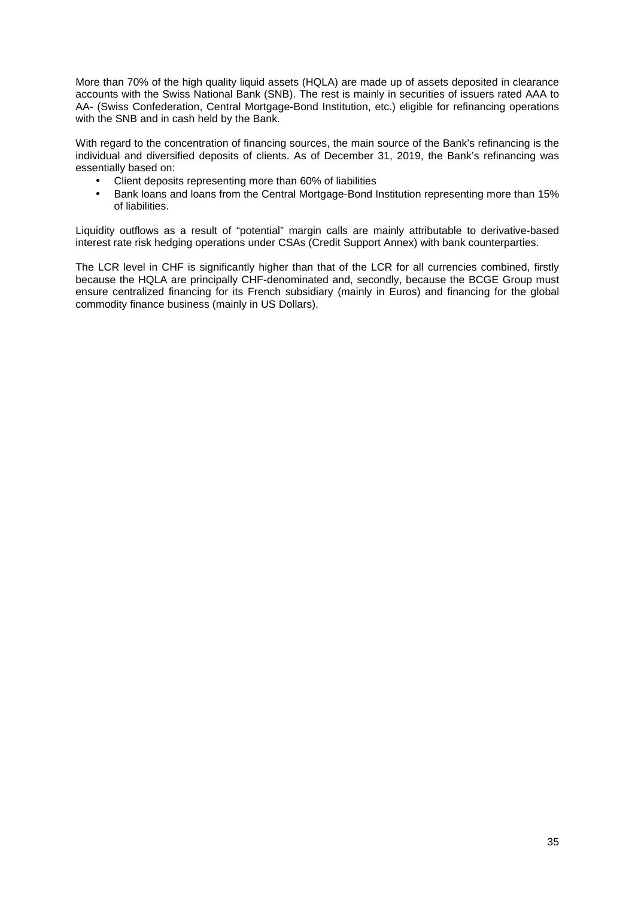More than 70% of the high quality liquid assets (HQLA) are made up of assets deposited in clearance accounts with the Swiss National Bank (SNB). The rest is mainly in securities of issuers rated AAA to AA- (Swiss Confederation, Central Mortgage-Bond Institution, etc.) eligible for refinancing operations with the SNB and in cash held by the Bank.

With regard to the concentration of financing sources, the main source of the Bank's refinancing is the individual and diversified deposits of clients. As of December 31, 2019, the Bank's refinancing was essentially based on:

- Client deposits representing more than 60% of liabilities
- Bank loans and loans from the Central Mortgage-Bond Institution representing more than 15% of liabilities.

Liquidity outflows as a result of "potential" margin calls are mainly attributable to derivative-based interest rate risk hedging operations under CSAs (Credit Support Annex) with bank counterparties.

The LCR level in CHF is significantly higher than that of the LCR for all currencies combined, firstly because the HQLA are principally CHF-denominated and, secondly, because the BCGE Group must ensure centralized financing for its French subsidiary (mainly in Euros) and financing for the global commodity finance business (mainly in US Dollars).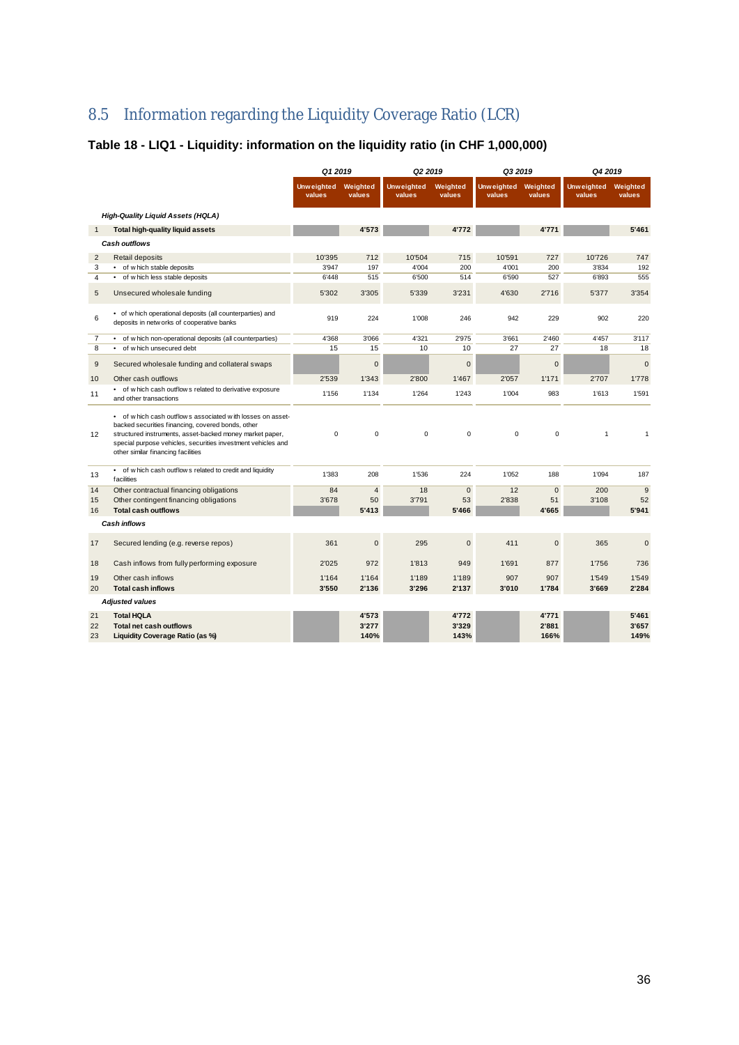## 8.5 Information regarding the Liquidity Coverage Ratio (LCR)

### Table 18 - LIQ1 - Liquidity: information on the liquidity ratio (in CHF 1,000,000)

| | | Q1 2019 | | Q2 2019 | | Q3 2019 | | Q4 2019 | |
|---|---|---|---|---|---|---|---|---|---|
| | | Unweighted values | Weighted values | Unweighted values | Weighted values | Unweighted values | Weighted values | Unweighted values | Weighted values |
| | ***High-Quality Liquid Assets (HQLA)*** | | | | | | | | |
| 1 | **Total high-quality liquid assets** | | **4'573** | | **4'772** | | **4'771** | | **5'461** |
| | ***Cash outflows*** | | | | | | | | |
| 2 | Retail deposits | 10'395 | 712 | 10'504 | 715 | 10'591 | 727 | 10'726 | 747 |
| 3 | • of which stable deposits | 3'947 | 197 | 4'004 | 200 | 4'001 | 200 | 3'834 | 192 |
| 4 | • of which less stable deposits | 6'448 | 515 | 6'500 | 514 | 6'590 | 527 | 6'893 | 555 |
| 5 | Unsecured wholesale funding | 5'302 | 3'305 | 5'339 | 3'231 | 4'630 | 2'716 | 5'377 | 3'354 |
| 6 | • of which operational deposits (all counterparties) and deposits in networks of cooperative banks | 919 | 224 | 1'008 | 246 | 942 | 229 | 902 | 220 |
| 7 | • of which non-operational deposits (all counterparties) | 4'368 | 3'066 | 4'321 | 2'975 | 3'661 | 2'460 | 4'457 | 3'117 |
| 8 | • of which unsecured debt | 15 | 15 | 10 | 10 | 27 | 27 | 18 | 18 |
| 9 | Secured wholesale funding and collateral swaps | | 0 | | 0 | | 0 | | 0 |
| 10 | Other cash outflows | 2'539 | 1'343 | 2'800 | 1'467 | 2'057 | 1'171 | 2'707 | 1'778 |
| 11 | • of which cash outflows related to derivative exposure and other transactions | 1'156 | 1'134 | 1'264 | 1'243 | 1'004 | 983 | 1'613 | 1'591 |
| 12 | • of which cash outflows associated with losses on asset-backed securities financing, covered bonds, other structured instruments, asset-backed money market paper, special purpose vehicles, securities investment vehicles and other similar financing facilities | 0 | 0 | 0 | 0 | 0 | 0 | 1 | 1 |
| 13 | • of which cash outflows related to credit and liquidity facilities | 1'383 | 208 | 1'536 | 224 | 1'052 | 188 | 1'094 | 187 |
| 14 | Other contractual financing obligations | 84 | 4 | 18 | 0 | 12 | 0 | 200 | 9 |
| 15 | Other contingent financing obligations | 3'678 | 50 | 3'791 | 53 | 2'838 | 51 | 3'108 | 52 |
| 16 | **Total cash outflows** | | **5'413** | | **5'466** | | **4'665** | | **5'941** |
| | ***Cash inflows*** | | | | | | | | |
| 17 | Secured lending (e.g. reverse repos) | 361 | 0 | 295 | 0 | 411 | 0 | 365 | 0 |
| 18 | Cash inflows from fully performing exposure | 2'025 | 972 | 1'813 | 949 | 1'691 | 877 | 1'756 | 736 |
| 19 | Other cash inflows | 1'164 | 1'164 | 1'189 | 1'189 | 907 | 907 | 1'549 | 1'549 |
| 20 | **Total cash inflows** | **3'550** | **2'136** | **3'296** | **2'137** | **3'010** | **1'784** | **3'669** | **2'284** |
| | ***Adjusted values*** | | | | | | | | |
| 21 | **Total HQLA** | | **4'573** | | **4'772** | | **4'771** | | **5'461** |
| 22 | **Total net cash outflows** | | **3'277** | | **3'329** | | **2'881** | | **3'657** |
| 23 | **Liquidity Coverage Ratio (as %)** | | **140%** | | **143%** | | **166%** | | **149%** |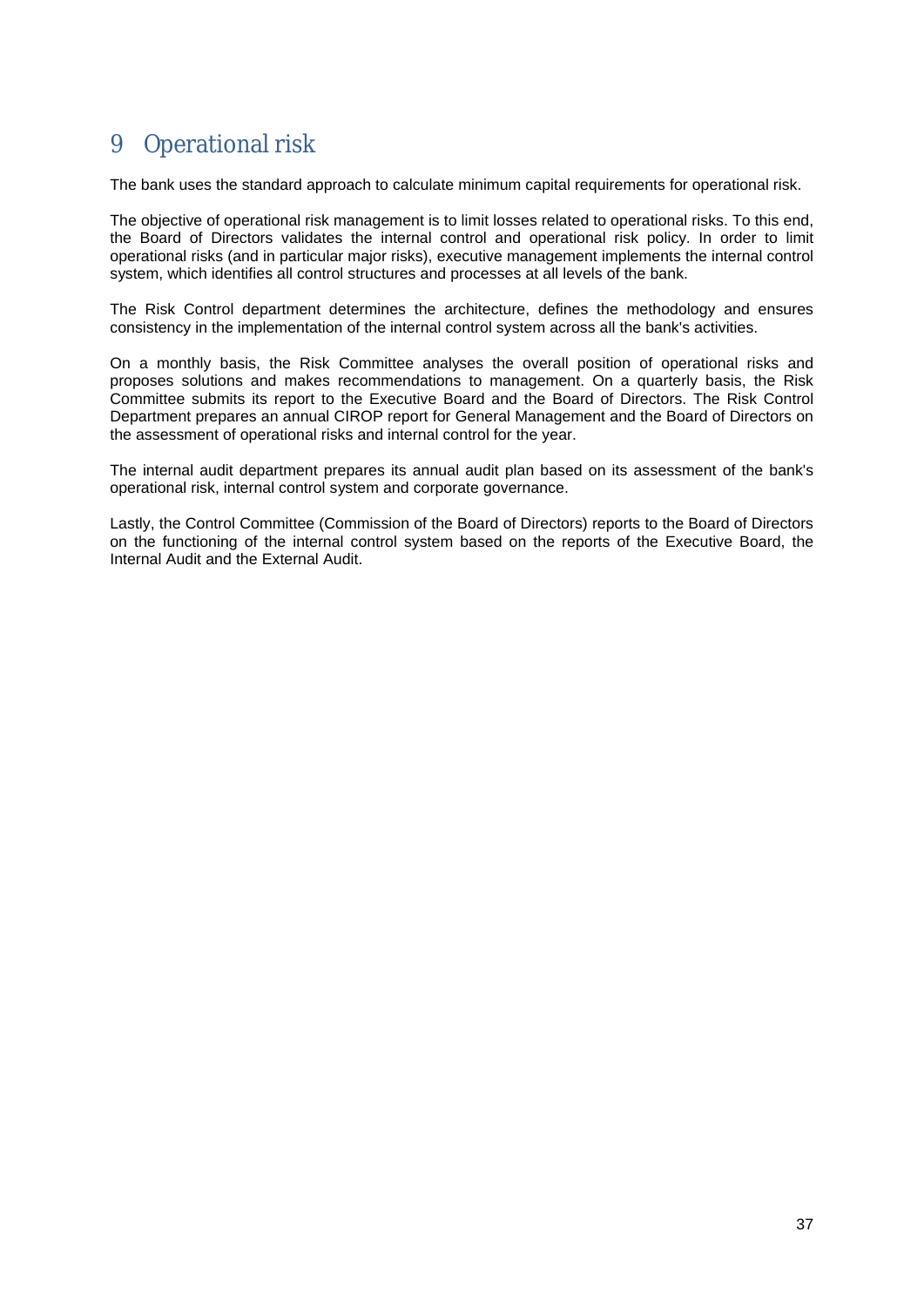# 9 Operational risk

The bank uses the standard approach to calculate minimum capital requirements for operational risk.

The objective of operational risk management is to limit losses related to operational risks. To this end, the Board of Directors validates the internal control and operational risk policy. In order to limit operational risks (and in particular major risks), executive management implements the internal control system, which identifies all control structures and processes at all levels of the bank.

The Risk Control department determines the architecture, defines the methodology and ensures consistency in the implementation of the internal control system across all the bank's activities.

On a monthly basis, the Risk Committee analyses the overall position of operational risks and proposes solutions and makes recommendations to management. On a quarterly basis, the Risk Committee submits its report to the Executive Board and the Board of Directors. The Risk Control Department prepares an annual CIROP report for General Management and the Board of Directors on the assessment of operational risks and internal control for the year.

The internal audit department prepares its annual audit plan based on its assessment of the bank's operational risk, internal control system and corporate governance.

Lastly, the Control Committee (Commission of the Board of Directors) reports to the Board of Directors on the functioning of the internal control system based on the reports of the Executive Board, the Internal Audit and the External Audit.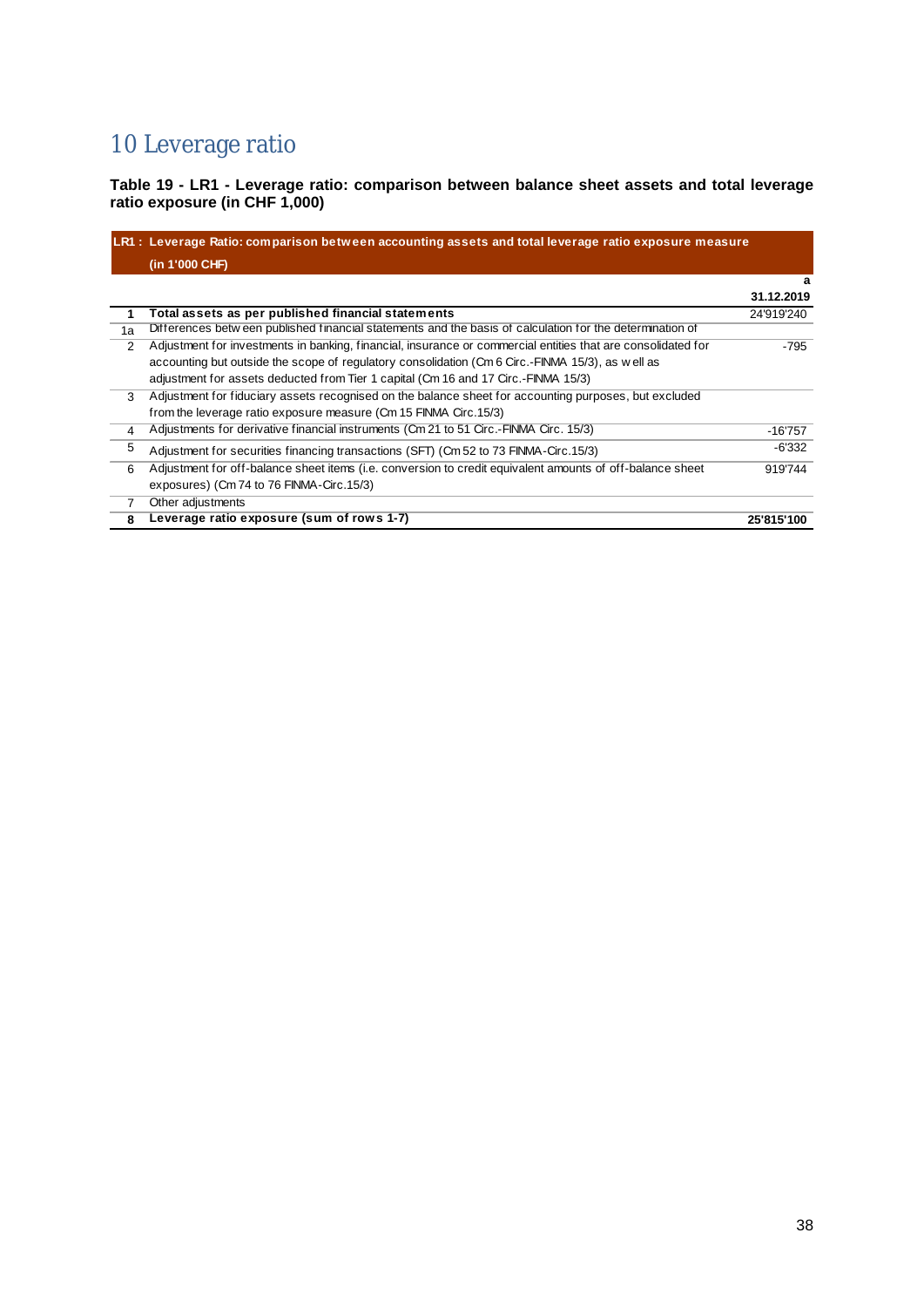# 10 Leverage ratio

**Table 19 - LR1 - Leverage ratio: comparison between balance sheet assets and total leverage ratio exposure (in CHF 1,000)**

| LR1 : Leverage Ratio: comparison between accounting assets and total leverage ratio exposure measure (in 1'000 CHF) | | |
|---|---|---|
| | | a |
| | | 31.12.2019 |
| 1 | **Total assets as per published financial statements** | 24'919'240 |
| 1a | Differences between published financial statements and the basis of calculation for the determination of | |
| 2 | Adjustment for investments in banking, financial, insurance or commercial entities that are consolidated for accounting but outside the scope of regulatory consolidation (Cm 6 Circ.-FINMA 15/3), as well as adjustment for assets deducted from Tier 1 capital (Cm 16 and 17 Circ.-FINMA 15/3) | -795 |
| 3 | Adjustment for fiduciary assets recognised on the balance sheet for accounting purposes, but excluded from the leverage ratio exposure measure (Cm 15 FINMA Circ.15/3) | |
| 4 | Adjustments for derivative financial instruments (Cm 21 to 51 Circ.-FINMA Circ. 15/3) | -16'757 |
| 5 | Adjustment for securities financing transactions (SFT) (Cm 52 to 73 FINMA-Circ.15/3) | -6'332 |
| 6 | Adjustment for off-balance sheet items (i.e. conversion to credit equivalent amounts of off-balance sheet exposures) (Cm 74 to 76 FINMA-Circ.15/3) | 919'744 |
| 7 | Other adjustments | |
| **8** | **Leverage ratio exposure (sum of rows 1-7)** | **25'815'100** |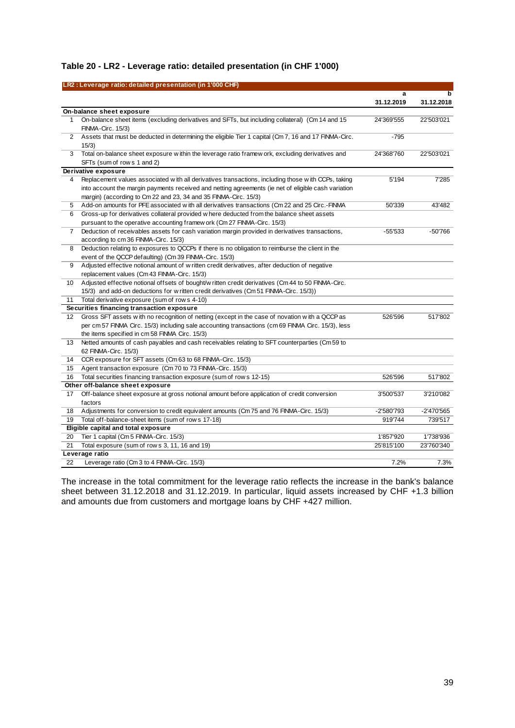## Table 20 - LR2 - Leverage ratio: detailed presentation (in CHF 1'000)

| LR2 : Leverage ratio: detailed presentation (in 1'000 CHF) | | a | b |
|---|---|---|---|
| | | 31.12.2019 | 31.12.2018 |
| **On-balance sheet exposure** | | | |
| 1 | On-balance sheet items (excluding derivatives and SFTs, but including collateral) (Cm 14 and 15 FINMA-Circ. 15/3) | 24'369'555 | 22'503'021 |
| 2 | Assets that must be deducted in determining the eligible Tier 1 capital (Cm 7, 16 and 17 FINMA-Circ. 15/3) | -795 | |
| 3 | Total on-balance sheet exposure within the leverage ratio framework, excluding derivatives and SFTs (sum of rows 1 and 2) | 24'368'760 | 22'503'021 |
| **Derivative exposure** | | | |
| 4 | Replacement values associated with all derivatives transactions, including those with CCPs, taking into account the margin payments received and netting agreements (ie net of eligible cash variation margin) (according to Cm 22 and 23, 34 and 35 FINMA-Circ. 15/3) | 5'194 | 7'285 |
| 5 | Add-on amounts for PFE associated with all derivatives transactions (Cm 22 and 25 Circ.-FINMA | 50'339 | 43'482 |
| 6 | Gross-up for derivatives collateral provided where deducted from the balance sheet assets pursuant to the operative accounting framework (Cm 27 FINMA-Circ. 15/3) | | |
| 7 | Deduction of receivables assets for cash variation margin provided in derivatives transactions, according to cm 36 FINMA-Circ. 15/3) | -55'533 | -50'766 |
| 8 | Deduction relating to exposures to QCCPs if there is no obligation to reimburse the client in the event of the QCCP defaulting) (Cm 39 FINMA-Circ. 15/3) | | |
| 9 | Adjusted effective notional amount of written credit derivatives, after deduction of negative replacement values (Cm 43 FINMA-Circ. 15/3) | | |
| 10 | Adjusted effective notional offsets of bought/written credit derivatives (Cm 44 to 50 FINMA-Circ. 15/3) and add-on deductions for written credit derivatives (Cm 51 FINMA-Circ. 15/3)) | | |
| 11 | Total derivative exposure (sum of rows 4-10) | | |
| **Securities financing transaction exposure** | | | |
| 12 | Gross SFT assets with no recognition of netting (except in the case of novation with a QCCP as per cm 57 FINMA Circ. 15/3) including sale accounting transactions (cm 69 FINMA Circ. 15/3), less the items specified in cm 58 FINMA Circ. 15/3) | 526'596 | 517'802 |
| 13 | Netted amounts of cash payables and cash receivables relating to SFT counterparties (Cm 59 to 62 FINMA-Circ. 15/3) | | |
| 14 | CCR exposure for SFT assets (Cm 63 to 68 FINMA-Circ. 15/3) | | |
| 15 | Agent transaction exposure (Cm 70 to 73 FINMA-Circ. 15/3) | | |
| 16 | Total securities financing transaction exposure (sum of rows 12-15) | 526'596 | 517'802 |
| **Other off-balance sheet exposure** | | | |
| 17 | Off-balance sheet exposure at gross notional amount before application of credit conversion factors | 3'500'537 | 3'210'082 |
| 18 | Adjustments for conversion to credit equivalent amounts (Cm 75 and 76 FINMA-Circ. 15/3) | -2'580'793 | -2'470'565 |
| 19 | Total off-balance-sheet items (sum of rows 17-18) | 919'744 | 739'517 |
| **Eligible capital and total exposure** | | | |
| 20 | Tier 1 capital (Cm 5 FINMA-Circ. 15/3) | 1'857'920 | 1'738'936 |
| 21 | Total exposure (sum of rows 3, 11, 16 and 19) | 25'815'100 | 23'760'340 |
| **Leverage ratio** | | | |
| 22 | Leverage ratio (Cm 3 to 4 FINMA-Circ. 15/3) | 7.2% | 7.3% |

The increase in the total commitment for the leverage ratio reflects the increase in the bank's balance sheet between 31.12.2018 and 31.12.2019. In particular, liquid assets increased by CHF +1.3 billion and amounts due from customers and mortgage loans by CHF +427 million.